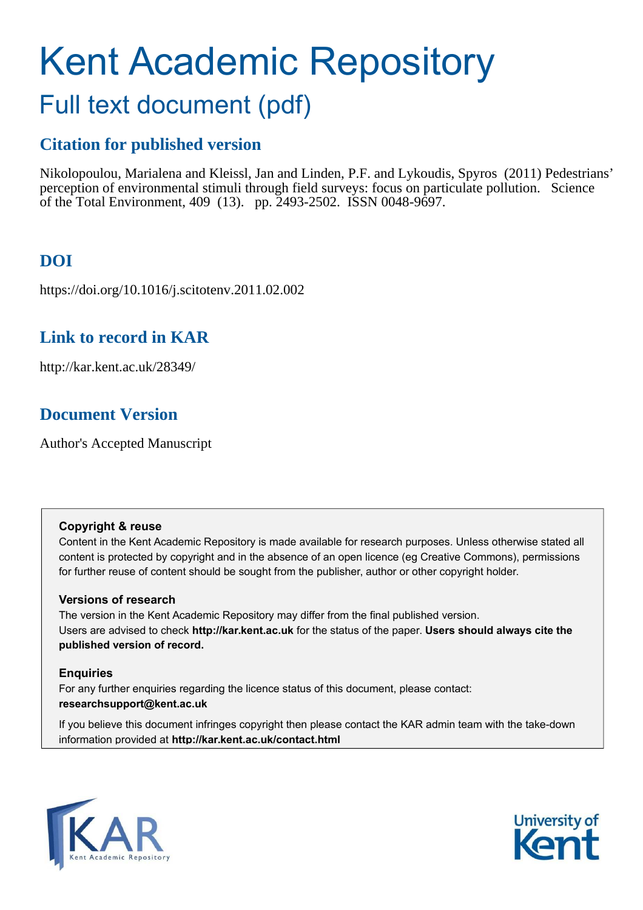# Kent Academic Repository

## Full text document (pdf)

### Citation for published version

Nikolopoulou, Marialena and Kleissl, Jan and Linden, P.F. and Lykoudis, Spyros (2011) Pedestrians' perception of environmental stimuli through field surveys: focus on particulate pollution. Science of the Total Environment, 409 (13). pp. 2493-2502. ISSN 0048-9697.

### DOI

https://doi.org/10.1016/j.scitotenv.2011.02.002

### Link to record in KAR

http://kar.kent.ac.uk/28349/

### Document Version

Author's Accepted Manuscript

**Copyright & reuse**

Content in the Kent Academic Repository is made available for research purposes. Unless otherwise stated all content is protected by copyright and in the absence of an open licence (eg Creative Commons), permissions for further reuse of content should be sought from the publisher, author or other copyright holder.

**Versions of research**

The version in the Kent Academic Repository may differ from the final published version. Users are advised to check **http://kar.kent.ac.uk** for the status of the paper. **Users should always cite the published version of record.**

**Enquiries**

For any further enquiries regarding the licence status of this document, please contact: **researchsupport@kent.ac.uk**

If you believe this document infringes copyright then please contact the KAR admin team with the take-down information provided at **http://kar.kent.ac.uk/contact.html**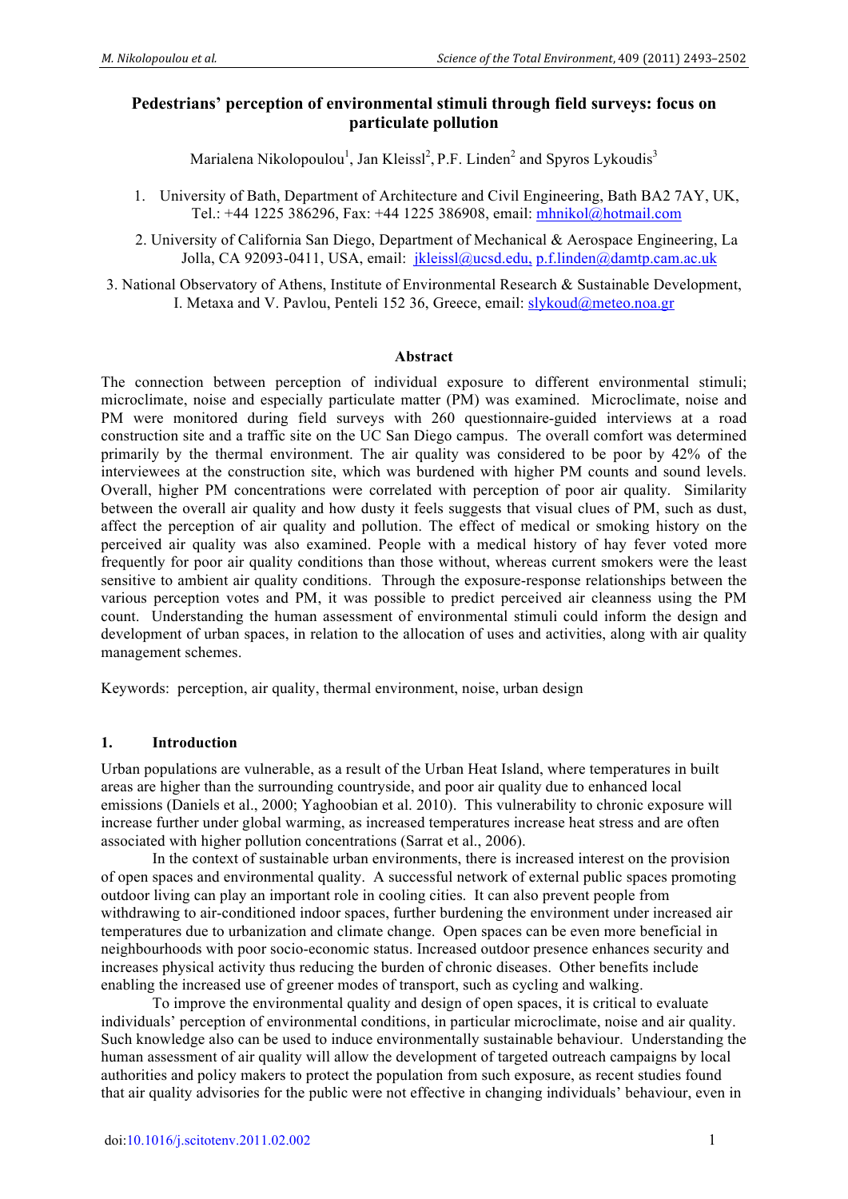# Pedestrians' perception of environmental stimuli through field surveys: focus on particulate pollution

Marialena Nikolopoulou[1], Jan Kleissl[2], P.F. Linden[2] and Spyros Lykoudis[3]

1. University of Bath, Department of Architecture and Civil Engineering, Bath BA2 7AY, UK, Tel.: +44 1225 386296, Fax: +44 1225 386908, email: mhnikol@hotmail.com

2. University of California San Diego, Department of Mechanical & Aerospace Engineering, La Jolla, CA 92093-0411, USA, email: jkleissl@ucsd.edu, p.f.linden@damtp.cam.ac.uk

3. National Observatory of Athens, Institute of Environmental Research & Sustainable Development, I. Metaxa and V. Pavlou, Penteli 152 36, Greece, email: slykoud@meteo.noa.gr

## Abstract

The connection between perception of individual exposure to different environmental stimuli; microclimate, noise and especially particulate matter (PM) was examined. Microclimate, noise and PM were monitored during field surveys with 260 questionnaire-guided interviews at a road construction site and a traffic site on the UC San Diego campus. The overall comfort was determined primarily by the thermal environment. The air quality was considered to be poor by 42% of the interviewees at the construction site, which was burdened with higher PM counts and sound levels. Overall, higher PM concentrations were correlated with perception of poor air quality. Similarity between the overall air quality and how dusty it feels suggests that visual clues of PM, such as dust, affect the perception of air quality and pollution. The effect of medical or smoking history on the perceived air quality was also examined. People with a medical history of hay fever voted more frequently for poor air quality conditions than those without, whereas current smokers were the least sensitive to ambient air quality conditions. Through the exposure-response relationships between the various perception votes and PM, it was possible to predict perceived air cleanness using the PM count. Understanding the human assessment of environmental stimuli could inform the design and development of urban spaces, in relation to the allocation of uses and activities, along with air quality management schemes.

Keywords: perception, air quality, thermal environment, noise, urban design

## 1. Introduction

Urban populations are vulnerable, as a result of the Urban Heat Island, where temperatures in built areas are higher than the surrounding countryside, and poor air quality due to enhanced local emissions (Daniels et al., 2000; Yaghoobian et al. 2010). This vulnerability to chronic exposure will increase further under global warming, as increased temperatures increase heat stress and are often associated with higher pollution concentrations (Sarrat et al., 2006).

In the context of sustainable urban environments, there is increased interest on the provision of open spaces and environmental quality. A successful network of external public spaces promoting outdoor living can play an important role in cooling cities. It can also prevent people from withdrawing to air-conditioned indoor spaces, further burdening the environment under increased air temperatures due to urbanization and climate change. Open spaces can be even more beneficial in neighbourhoods with poor socio-economic status. Increased outdoor presence enhances security and increases physical activity thus reducing the burden of chronic diseases. Other benefits include enabling the increased use of greener modes of transport, such as cycling and walking.

To improve the environmental quality and design of open spaces, it is critical to evaluate individuals' perception of environmental conditions, in particular microclimate, noise and air quality. Such knowledge also can be used to induce environmentally sustainable behaviour. Understanding the human assessment of air quality will allow the development of targeted outreach campaigns by local authorities and policy makers to protect the population from such exposure, as recent studies found that air quality advisories for the public were not effective in changing individuals' behaviour, even in

doi:10.1016/j.scitotenv.2011.02.002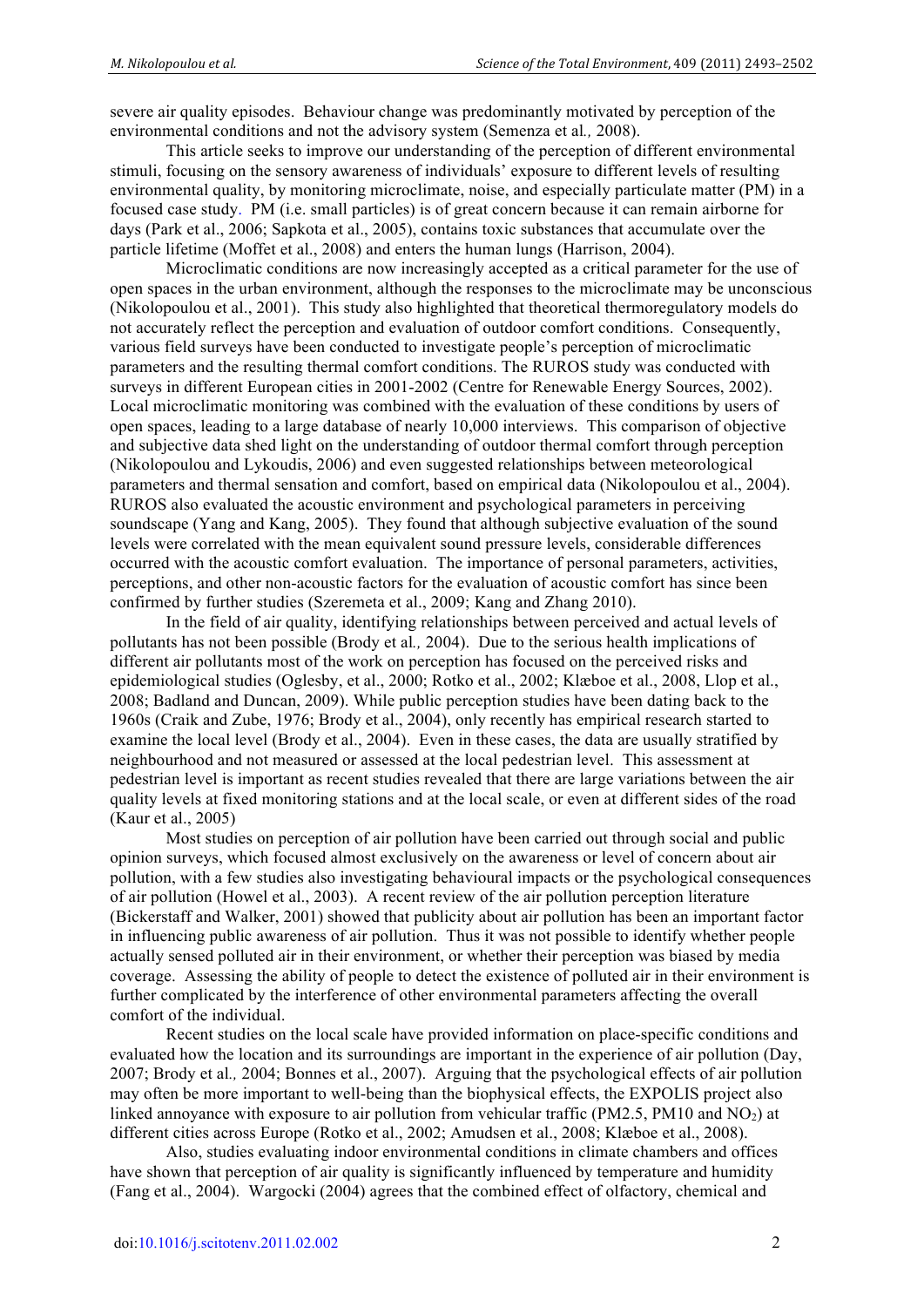severe air quality episodes. Behaviour change was predominantly motivated by perception of the environmental conditions and not the advisory system (Semenza et al*.,* 2008).

This article seeks to improve our understanding of the perception of different environmental stimuli, focusing on the sensory awareness of individuals' exposure to different levels of resulting environmental quality, by monitoring microclimate, noise, and especially particulate matter (PM) in a focused case study. PM (i.e. small particles) is of great concern because it can remain airborne for days (Park et al., 2006; Sapkota et al., 2005), contains toxic substances that accumulate over the particle lifetime (Moffet et al., 2008) and enters the human lungs (Harrison, 2004).

Microclimatic conditions are now increasingly accepted as a critical parameter for the use of open spaces in the urban environment, although the responses to the microclimate may be unconscious (Nikolopoulou et al., 2001). This study also highlighted that theoretical thermoregulatory models do not accurately reflect the perception and evaluation of outdoor comfort conditions. Consequently, various field surveys have been conducted to investigate people's perception of microclimatic parameters and the resulting thermal comfort conditions. The RUROS study was conducted with surveys in different European cities in 2001-2002 (Centre for Renewable Energy Sources, 2002). Local microclimatic monitoring was combined with the evaluation of these conditions by users of open spaces, leading to a large database of nearly 10,000 interviews. This comparison of objective and subjective data shed light on the understanding of outdoor thermal comfort through perception (Nikolopoulou and Lykoudis, 2006) and even suggested relationships between meteorological parameters and thermal sensation and comfort, based on empirical data (Nikolopoulou et al., 2004). RUROS also evaluated the acoustic environment and psychological parameters in perceiving soundscape (Yang and Kang, 2005). They found that although subjective evaluation of the sound levels were correlated with the mean equivalent sound pressure levels, considerable differences occurred with the acoustic comfort evaluation. The importance of personal parameters, activities, perceptions, and other non-acoustic factors for the evaluation of acoustic comfort has since been confirmed by further studies (Szeremeta et al., 2009; Kang and Zhang 2010).

In the field of air quality, identifying relationships between perceived and actual levels of pollutants has not been possible (Brody et al*.,* 2004). Due to the serious health implications of different air pollutants most of the work on perception has focused on the perceived risks and epidemiological studies (Oglesby, et al., 2000; Rotko et al., 2002; Klæboe et al., 2008, Llop et al., 2008; Badland and Duncan, 2009). While public perception studies have been dating back to the 1960s (Craik and Zube, 1976; Brody et al., 2004), only recently has empirical research started to examine the local level (Brody et al., 2004). Even in these cases, the data are usually stratified by neighbourhood and not measured or assessed at the local pedestrian level. This assessment at pedestrian level is important as recent studies revealed that there are large variations between the air quality levels at fixed monitoring stations and at the local scale, or even at different sides of the road (Kaur et al., 2005)

Most studies on perception of air pollution have been carried out through social and public opinion surveys, which focused almost exclusively on the awareness or level of concern about air pollution, with a few studies also investigating behavioural impacts or the psychological consequences of air pollution (Howel et al., 2003). A recent review of the air pollution perception literature (Bickerstaff and Walker, 2001) showed that publicity about air pollution has been an important factor in influencing public awareness of air pollution. Thus it was not possible to identify whether people actually sensed polluted air in their environment, or whether their perception was biased by media coverage. Assessing the ability of people to detect the existence of polluted air in their environment is further complicated by the interference of other environmental parameters affecting the overall comfort of the individual.

Recent studies on the local scale have provided information on place-specific conditions and evaluated how the location and its surroundings are important in the experience of air pollution (Day, 2007; Brody et al*.,* 2004; Bonnes et al., 2007). Arguing that the psychological effects of air pollution may often be more important to well-being than the biophysical effects, the EXPOLIS project also linked annoyance with exposure to air pollution from vehicular traffic (PM2.5, PM10 and $NO_2$) at different cities across Europe (Rotko et al., 2002; Amudsen et al., 2008; Klæboe et al., 2008).

Also, studies evaluating indoor environmental conditions in climate chambers and offices have shown that perception of air quality is significantly influenced by temperature and humidity (Fang et al., 2004). Wargocki (2004) agrees that the combined effect of olfactory, chemical and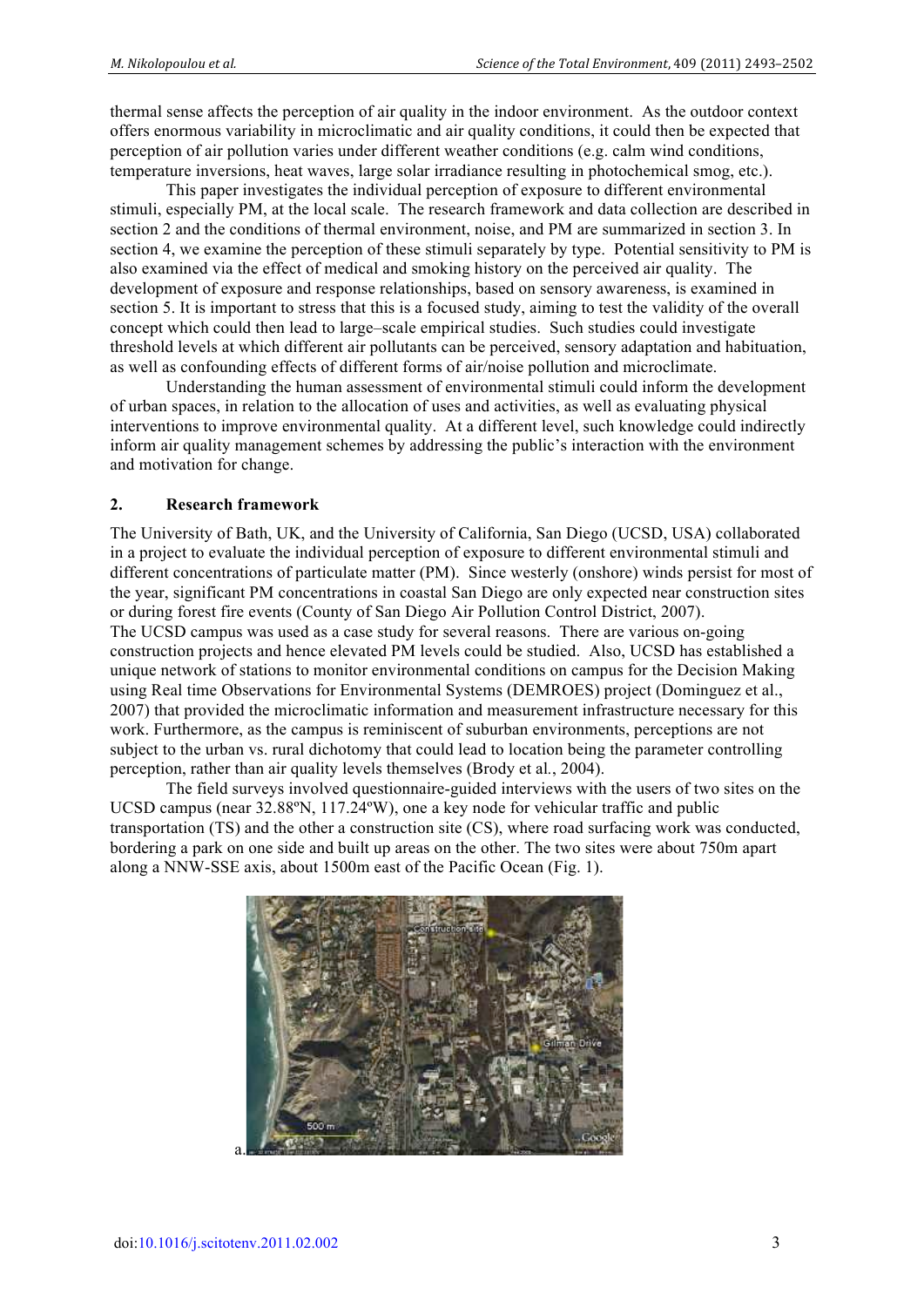thermal sense affects the perception of air quality in the indoor environment. As the outdoor context offers enormous variability in microclimatic and air quality conditions, it could then be expected that perception of air pollution varies under different weather conditions (e.g. calm wind conditions, temperature inversions, heat waves, large solar irradiance resulting in photochemical smog, etc.).

This paper investigates the individual perception of exposure to different environmental stimuli, especially PM, at the local scale. The research framework and data collection are described in section 2 and the conditions of thermal environment, noise, and PM are summarized in section 3. In section 4, we examine the perception of these stimuli separately by type. Potential sensitivity to PM is also examined via the effect of medical and smoking history on the perceived air quality. The development of exposure and response relationships, based on sensory awareness, is examined in section 5. It is important to stress that this is a focused study, aiming to test the validity of the overall concept which could then lead to large–scale empirical studies. Such studies could investigate threshold levels at which different air pollutants can be perceived, sensory adaptation and habituation, as well as confounding effects of different forms of air/noise pollution and microclimate.

Understanding the human assessment of environmental stimuli could inform the development of urban spaces, in relation to the allocation of uses and activities, as well as evaluating physical interventions to improve environmental quality. At a different level, such knowledge could indirectly inform air quality management schemes by addressing the public's interaction with the environment and motivation for change.

## 2. Research framework

The University of Bath, UK, and the University of California, San Diego (UCSD, USA) collaborated in a project to evaluate the individual perception of exposure to different environmental stimuli and different concentrations of particulate matter (PM). Since westerly (onshore) winds persist for most of the year, significant PM concentrations in coastal San Diego are only expected near construction sites or during forest fire events (County of San Diego Air Pollution Control District, 2007).

The UCSD campus was used as a case study for several reasons. There are various on-going construction projects and hence elevated PM levels could be studied. Also, UCSD has established a unique network of stations to monitor environmental conditions on campus for the Decision Making using Real time Observations for Environmental Systems (DEMROES) project (Dominguez et al., 2007) that provided the microclimatic information and measurement infrastructure necessary for this work. Furthermore, as the campus is reminiscent of suburban environments, perceptions are not subject to the urban vs. rural dichotomy that could lead to location being the parameter controlling perception, rather than air quality levels themselves (Brody et al., 2004).

The field surveys involved questionnaire-guided interviews with the users of two sites on the UCSD campus (near 32.88ºN, 117.24ºW), one a key node for vehicular traffic and public transportation (TS) and the other a construction site (CS), where road surfacing work was conducted, bordering a park on one side and built up areas on the other. The two sites were about 750m apart along a NNW-SSE axis, about 1500m east of the Pacific Ocean (Fig. 1).

a.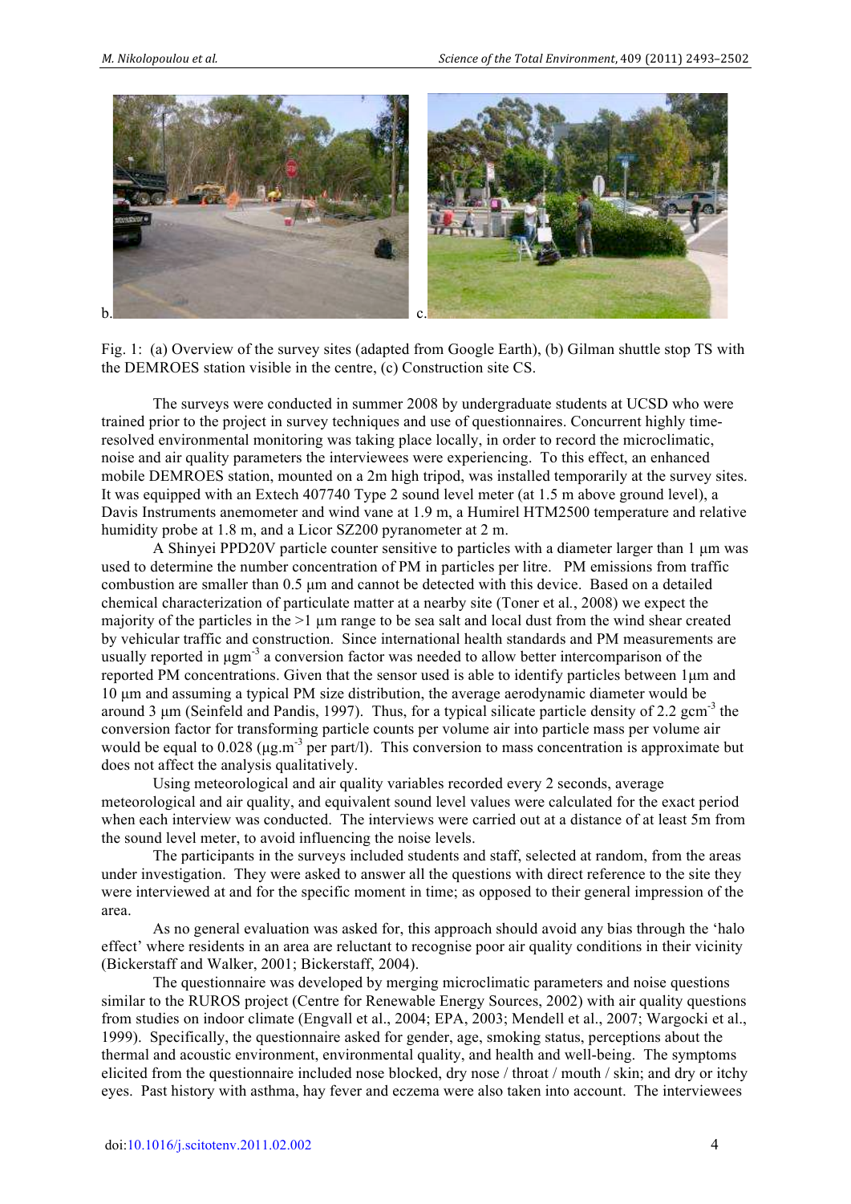b. c.

Fig. 1: (a) Overview of the survey sites (adapted from Google Earth), (b) Gilman shuttle stop TS with the DEMROES station visible in the centre, (c) Construction site CS.

The surveys were conducted in summer 2008 by undergraduate students at UCSD who were trained prior to the project in survey techniques and use of questionnaires. Concurrent highly time-resolved environmental monitoring was taking place locally, in order to record the microclimatic, noise and air quality parameters the interviewees were experiencing. To this effect, an enhanced mobile DEMROES station, mounted on a 2m high tripod, was installed temporarily at the survey sites. It was equipped with an Extech 407740 Type 2 sound level meter (at 1.5 m above ground level), a Davis Instruments anemometer and wind vane at 1.9 m, a Humirel HTM2500 temperature and relative humidity probe at 1.8 m, and a Licor SZ200 pyranometer at 2 m.

A Shinyei PPD20V particle counter sensitive to particles with a diameter larger than 1 μm was used to determine the number concentration of PM in particles per litre. PM emissions from traffic combustion are smaller than 0.5 μm and cannot be detected with this device. Based on a detailed chemical characterization of particulate matter at a nearby site (Toner et al., 2008) we expect the majority of the particles in the >1 μm range to be sea salt and local dust from the wind shear created by vehicular traffic and construction. Since international health standards and PM measurements are usually reported in $\mu g m^{-3}$ a conversion factor was needed to allow better intercomparison of the reported PM concentrations. Given that the sensor used is able to identify particles between 1μm and 10 μm and assuming a typical PM size distribution, the average aerodynamic diameter would be around 3 μm (Seinfeld and Pandis, 1997). Thus, for a typical silicate particle density of 2.2 $g cm^{-3}$ the conversion factor for transforming particle counts per volume air into particle mass per volume air would be equal to 0.028 ($\mu g.m^{-3}$ per part/l). This conversion to mass concentration is approximate but does not affect the analysis qualitatively.

Using meteorological and air quality variables recorded every 2 seconds, average meteorological and air quality, and equivalent sound level values were calculated for the exact period when each interview was conducted. The interviews were carried out at a distance of at least 5m from the sound level meter, to avoid influencing the noise levels.

The participants in the surveys included students and staff, selected at random, from the areas under investigation. They were asked to answer all the questions with direct reference to the site they were interviewed at and for the specific moment in time; as opposed to their general impression of the area.

As no general evaluation was asked for, this approach should avoid any bias through the 'halo effect' where residents in an area are reluctant to recognise poor air quality conditions in their vicinity (Bickerstaff and Walker, 2001; Bickerstaff, 2004).

The questionnaire was developed by merging microclimatic parameters and noise questions similar to the RUROS project (Centre for Renewable Energy Sources, 2002) with air quality questions from studies on indoor climate (Engvall et al., 2004; EPA, 2003; Mendell et al., 2007; Wargocki et al., 1999). Specifically, the questionnaire asked for gender, age, smoking status, perceptions about the thermal and acoustic environment, environmental quality, and health and well-being. The symptoms elicited from the questionnaire included nose blocked, dry nose / throat / mouth / skin; and dry or itchy eyes. Past history with asthma, hay fever and eczema were also taken into account. The interviewees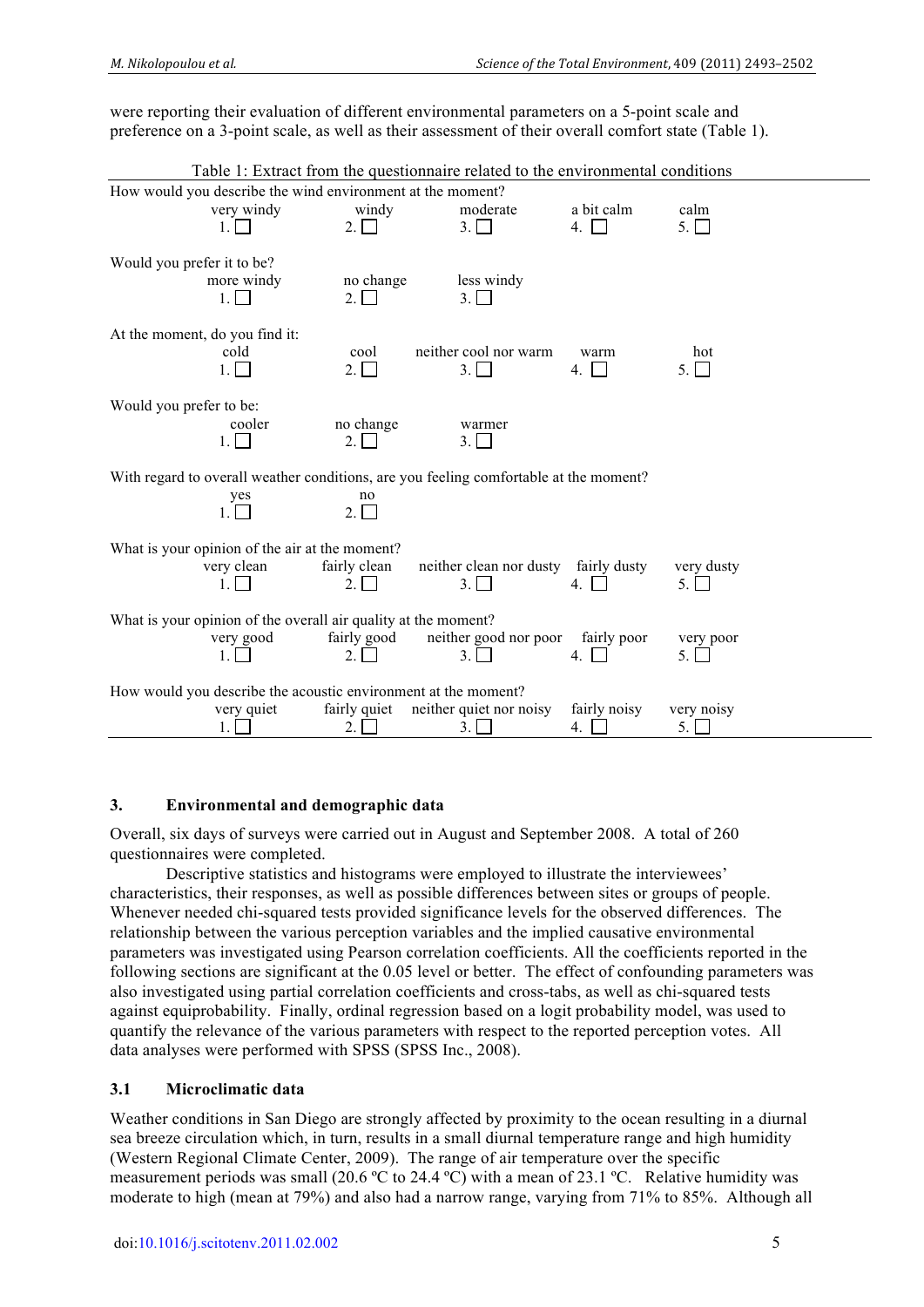were reporting their evaluation of different environmental parameters on a 5-point scale and preference on a 3-point scale, as well as their assessment of their overall comfort state (Table 1).

Table 1: Extract from the questionnaire related to the environmental conditions

How would you describe the wind environment at the moment?

| very windy | windy | moderate | a bit calm | calm |
|---|---|---|---|---|
| 1. ☐ | 2. ☐ | 3. ☐ | 4. ☐ | 5. ☐ |

Would you prefer it to be?

| more windy | no change | less windy |
|---|---|---|
| 1. ☐ | 2. ☐ | 3. ☐ |

At the moment, do you find it:

| cold | cool | neither cool nor warm | warm | hot |
|---|---|---|---|---|
| 1. ☐ | 2. ☐ | 3. ☐ | 4. ☐ | 5. ☐ |

Would you prefer to be:

| cooler | no change | warmer |
|---|---|---|
| 1. ☐ | 2. ☐ | 3. ☐ |

With regard to overall weather conditions, are you feeling comfortable at the moment?

| yes | no |
|---|---|
| 1. ☐ | 2. ☐ |

What is your opinion of the air at the moment?

| very clean | fairly clean | neither clean nor dusty | fairly dusty | very dusty |
|---|---|---|---|---|
| 1. ☐ | 2. ☐ | 3. ☐ | 4. ☐ | 5. ☐ |

What is your opinion of the overall air quality at the moment?

| very good | fairly good | neither good nor poor | fairly poor | very poor |
|---|---|---|---|---|
| 1. ☐ | 2. ☐ | 3. ☐ | 4. ☐ | 5. ☐ |

How would you describe the acoustic environment at the moment?

| very quiet | fairly quiet | neither quiet nor noisy | fairly noisy | very noisy |
|---|---|---|---|---|
| 1. ☐ | 2. ☐ | 3. ☐ | 4. ☐ | 5. ☐ |

## 3. Environmental and demographic data

Overall, six days of surveys were carried out in August and September 2008. A total of 260 questionnaires were completed.

Descriptive statistics and histograms were employed to illustrate the interviewees' characteristics, their responses, as well as possible differences between sites or groups of people. Whenever needed chi-squared tests provided significance levels for the observed differences. The relationship between the various perception variables and the implied causative environmental parameters was investigated using Pearson correlation coefficients. All the coefficients reported in the following sections are significant at the 0.05 level or better. The effect of confounding parameters was also investigated using partial correlation coefficients and cross-tabs, as well as chi-squared tests against equiprobability. Finally, ordinal regression based on a logit probability model, was used to quantify the relevance of the various parameters with respect to the reported perception votes. All data analyses were performed with SPSS (SPSS Inc., 2008).

### 3.1 Microclimatic data

Weather conditions in San Diego are strongly affected by proximity to the ocean resulting in a diurnal sea breeze circulation which, in turn, results in a small diurnal temperature range and high humidity (Western Regional Climate Center, 2009). The range of air temperature over the specific measurement periods was small (20.6 ºC to 24.4 ºC) with a mean of 23.1 ºC. Relative humidity was moderate to high (mean at 79%) and also had a narrow range, varying from 71% to 85%. Although all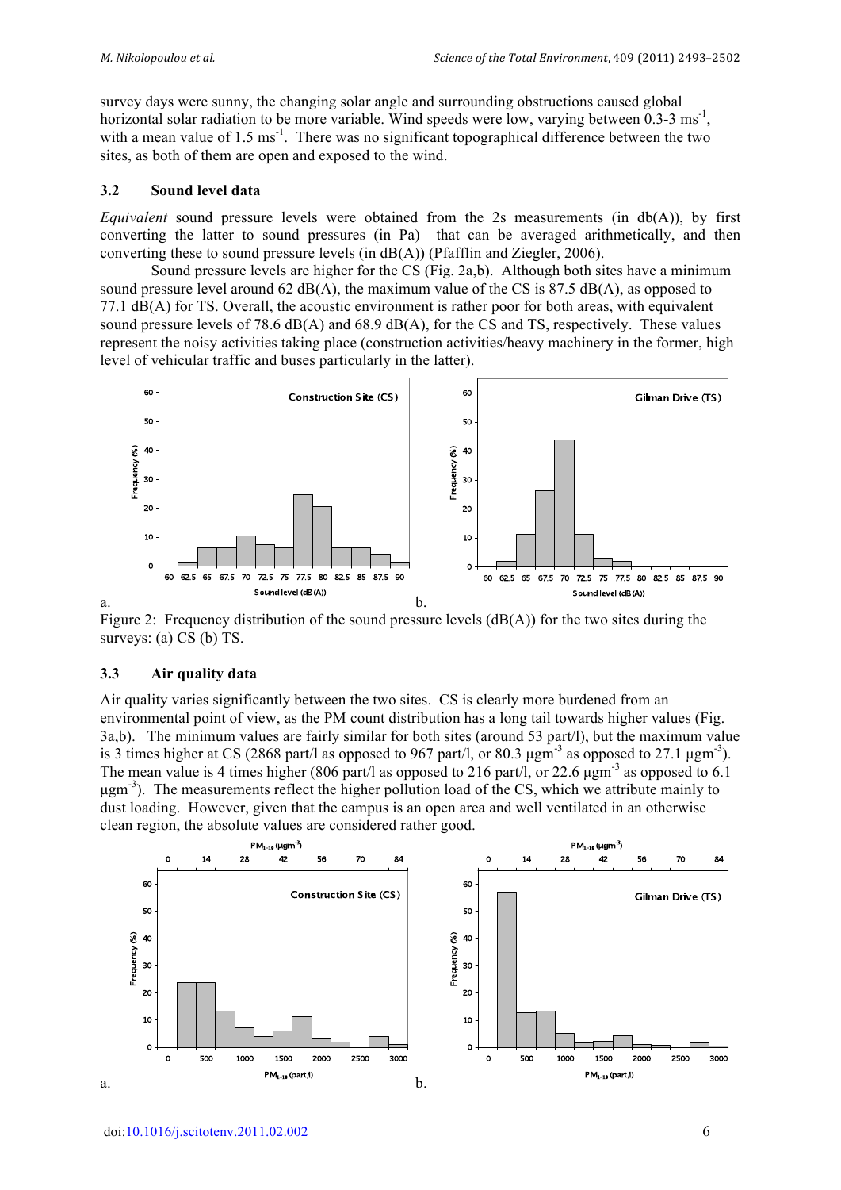survey days were sunny, the changing solar angle and surrounding obstructions caused global horizontal solar radiation to be more variable. Wind speeds were low, varying between 0.3-3 $ms^{-1}$, with a mean value of 1.5 $ms^{-1}$. There was no significant topographical difference between the two sites, as both of them are open and exposed to the wind.

### 3.2 Sound level data

*Equivalent* sound pressure levels were obtained from the 2s measurements (in db(A)), by first converting the latter to sound pressures (in Pa) that can be averaged arithmetically, and then converting these to sound pressure levels (in dB(A)) (Pfafflin and Ziegler, 2006).

Sound pressure levels are higher for the CS (Fig. 2a,b). Although both sites have a minimum sound pressure level around 62 dB(A), the maximum value of the CS is 87.5 dB(A), as opposed to 77.1 dB(A) for TS. Overall, the acoustic environment is rather poor for both areas, with equivalent sound pressure levels of 78.6 dB(A) and 68.9 dB(A), for the CS and TS, respectively. These values represent the noisy activities taking place (construction activities/heavy machinery in the former, high level of vehicular traffic and buses particularly in the latter).

Figure 2: Frequency distribution of the sound pressure levels (dB(A)) for the two sites during the surveys: (a) CS (b) TS.

### 3.3 Air quality data

Air quality varies significantly between the two sites. CS is clearly more burdened from an environmental point of view, as the PM count distribution has a long tail towards higher values (Fig. 3a,b). The minimum values are fairly similar for both sites (around 53 part/l), but the maximum value is 3 times higher at CS (2868 part/l as opposed to 967 part/l, or 80.3 $\mu gm^{-3}$ as opposed to 27.1 $\mu gm^{-3}$). The mean value is 4 times higher (806 part/l as opposed to 216 part/l, or 22.6 $\mu gm^{-3}$ as opposed to 6.1 $\mu gm^{-3}$). The measurements reflect the higher pollution load of the CS, which we attribute mainly to dust loading. However, given that the campus is an open area and well ventilated in an otherwise clean region, the absolute values are considered rather good.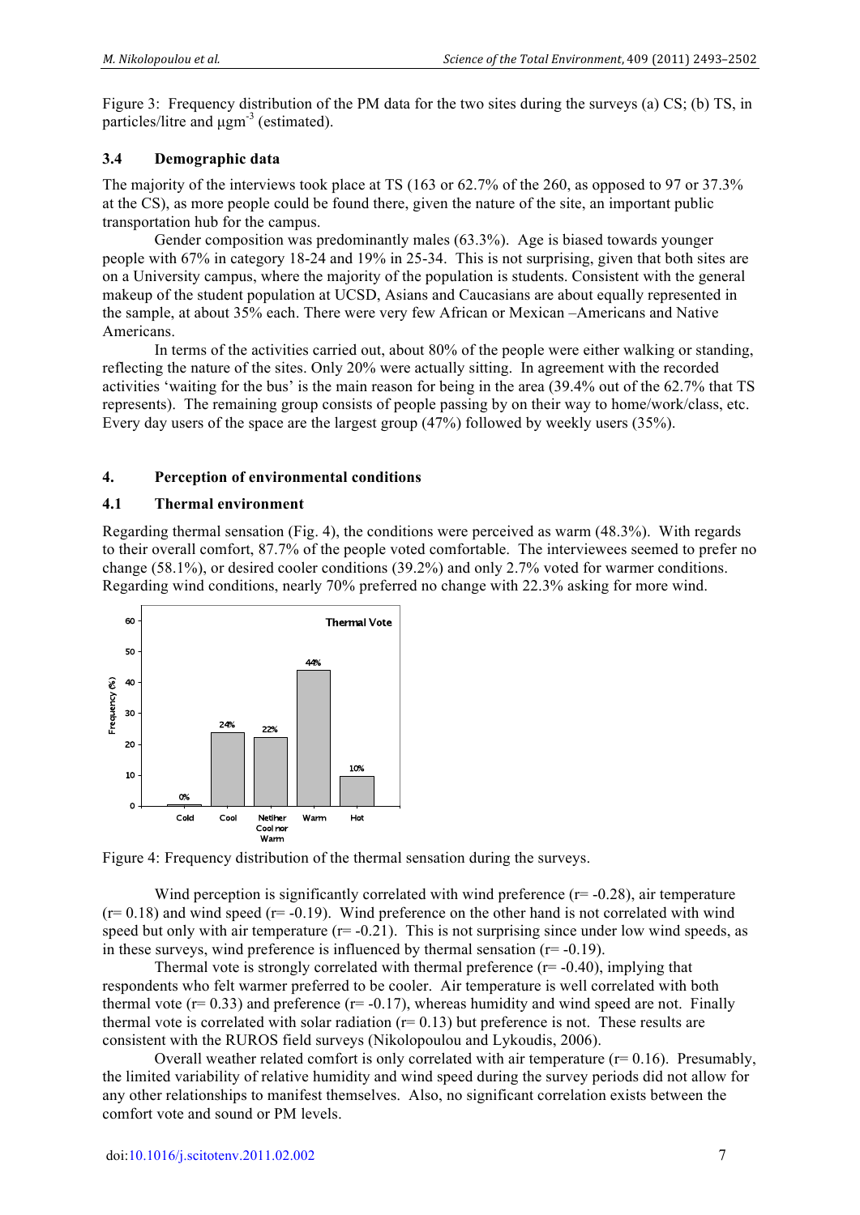Figure 3: Frequency distribution of the PM data for the two sites during the surveys (a) CS; (b) TS, in particles/litre and $\mu gm^{-3}$ (estimated).

### 3.4 Demographic data

The majority of the interviews took place at TS (163 or 62.7% of the 260, as opposed to 97 or 37.3% at the CS), as more people could be found there, given the nature of the site, an important public transportation hub for the campus.

Gender composition was predominantly males (63.3%). Age is biased towards younger people with 67% in category 18-24 and 19% in 25-34. This is not surprising, given that both sites are on a University campus, where the majority of the population is students. Consistent with the general makeup of the student population at UCSD, Asians and Caucasians are about equally represented in the sample, at about 35% each. There were very few African or Mexican –Americans and Native Americans.

In terms of the activities carried out, about 80% of the people were either walking or standing, reflecting the nature of the sites. Only 20% were actually sitting. In agreement with the recorded activities 'waiting for the bus' is the main reason for being in the area (39.4% out of the 62.7% that TS represents). The remaining group consists of people passing by on their way to home/work/class, etc. Every day users of the space are the largest group (47%) followed by weekly users (35%).

## 4. Perception of environmental conditions

### 4.1 Thermal environment

Regarding thermal sensation (Fig. 4), the conditions were perceived as warm (48.3%). With regards to their overall comfort, 87.7% of the people voted comfortable. The interviewees seemed to prefer no change (58.1%), or desired cooler conditions (39.2%) and only 2.7% voted for warmer conditions. Regarding wind conditions, nearly 70% preferred no change with 22.3% asking for more wind.

Figure 4: Frequency distribution of the thermal sensation during the surveys.

Wind perception is significantly correlated with wind preference ($r= -0.28$), air temperature ($r= 0.18$) and wind speed ($r= -0.19$). Wind preference on the other hand is not correlated with wind speed but only with air temperature ($r= -0.21$). This is not surprising since under low wind speeds, as in these surveys, wind preference is influenced by thermal sensation ($r= -0.19$).

Thermal vote is strongly correlated with thermal preference ($r= -0.40$), implying that respondents who felt warmer preferred to be cooler. Air temperature is well correlated with both thermal vote ($r= 0.33$) and preference ($r= -0.17$), whereas humidity and wind speed are not. Finally thermal vote is correlated with solar radiation ($r= 0.13$) but preference is not. These results are consistent with the RUROS field surveys (Nikolopoulou and Lykoudis, 2006).

Overall weather related comfort is only correlated with air temperature ($r= 0.16$). Presumably, the limited variability of relative humidity and wind speed during the survey periods did not allow for any other relationships to manifest themselves. Also, no significant correlation exists between the comfort vote and sound or PM levels.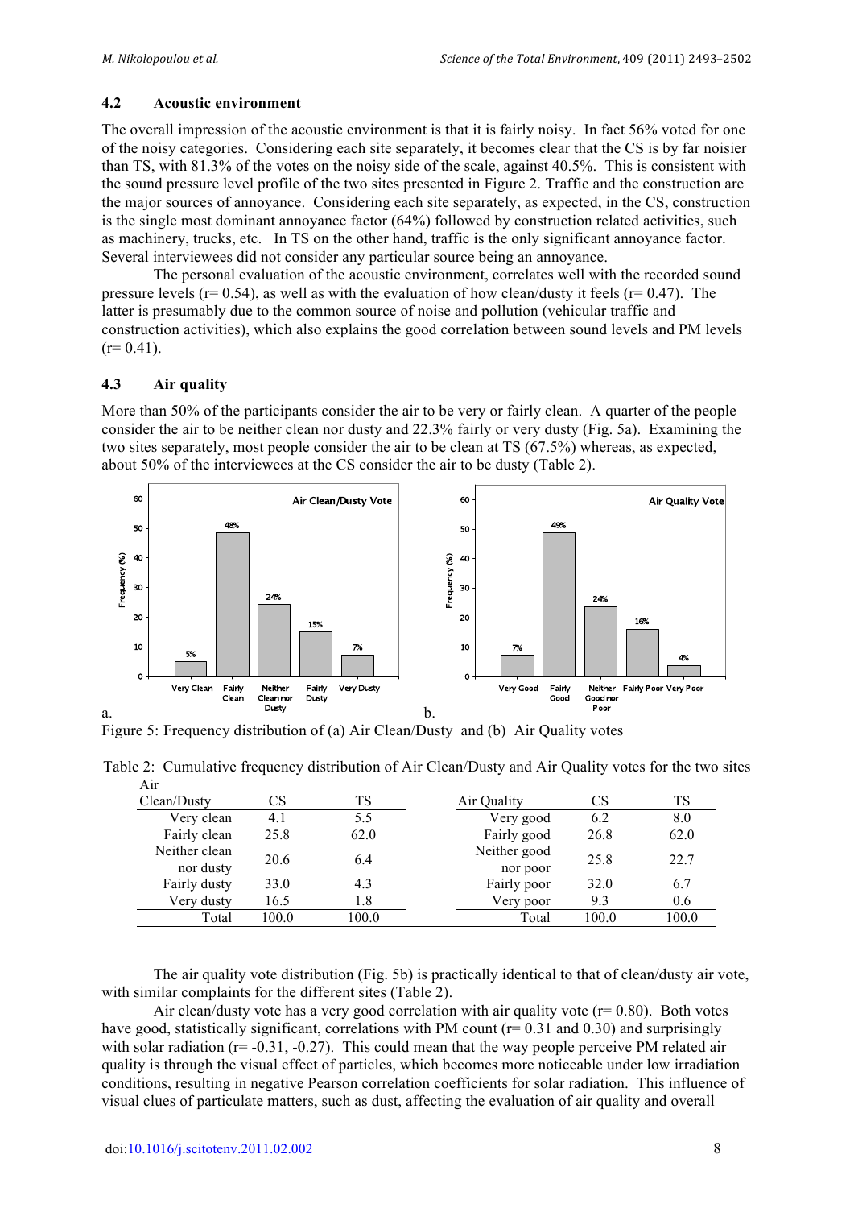### 4.2 Acoustic environment

The overall impression of the acoustic environment is that it is fairly noisy. In fact 56% voted for one of the noisy categories. Considering each site separately, it becomes clear that the CS is by far noisier than TS, with 81.3% of the votes on the noisy side of the scale, against 40.5%. This is consistent with the sound pressure level profile of the two sites presented in Figure 2. Traffic and the construction are the major sources of annoyance. Considering each site separately, as expected, in the CS, construction is the single most dominant annoyance factor (64%) followed by construction related activities, such as machinery, trucks, etc. In TS on the other hand, traffic is the only significant annoyance factor. Several interviewees did not consider any particular source being an annoyance.

The personal evaluation of the acoustic environment, correlates well with the recorded sound pressure levels ($r = 0.54$), as well as with the evaluation of how clean/dusty it feels ($r = 0.47$). The latter is presumably due to the common source of noise and pollution (vehicular traffic and construction activities), which also explains the good correlation between sound levels and PM levels ($r = 0.41$).

### 4.3 Air quality

More than 50% of the participants consider the air to be very or fairly clean. A quarter of the people consider the air to be neither clean nor dusty and 22.3% fairly or very dusty (Fig. 5a). Examining the two sites separately, most people consider the air to be clean at TS (67.5%) whereas, as expected, about 50% of the interviewees at the CS consider the air to be dusty (Table 2).

Figure 5: Frequency distribution of (a) Air Clean/Dusty and (b) Air Quality votes

Table 2: Cumulative frequency distribution of Air Clean/Dusty and Air Quality votes for the two sites

| Air Clean/Dusty | CS | TS |
|---|---|---|
| Very clean | 4.1 | 5.5 |
| Fairly clean | 25.8 | 62.0 |
| Neither clean nor dusty | 20.6 | 6.4 |
| Fairly dusty | 33.0 | 4.3 |
| Very dusty | 16.5 | 1.8 |
| Total | 100.0 | 100.0 |

| Air Quality | CS | TS |
|---|---|---|
| Very good | 6.2 | 8.0 |
| Fairly good | 26.8 | 62.0 |
| Neither good nor poor | 25.8 | 22.7 |
| Fairly poor | 32.0 | 6.7 |
| Very poor | 9.3 | 0.6 |
| Total | 100.0 | 100.0 |

The air quality vote distribution (Fig. 5b) is practically identical to that of clean/dusty air vote, with similar complaints for the different sites (Table 2).

Air clean/dusty vote has a very good correlation with air quality vote ($r = 0.80$). Both votes have good, statistically significant, correlations with PM count ($r = 0.31$ and $0.30$) and surprisingly with solar radiation ($r = -0.31, -0.27$). This could mean that the way people perceive PM related air quality is through the visual effect of particles, which becomes more noticeable under low irradiation conditions, resulting in negative Pearson correlation coefficients for solar radiation. This influence of visual clues of particulate matters, such as dust, affecting the evaluation of air quality and overall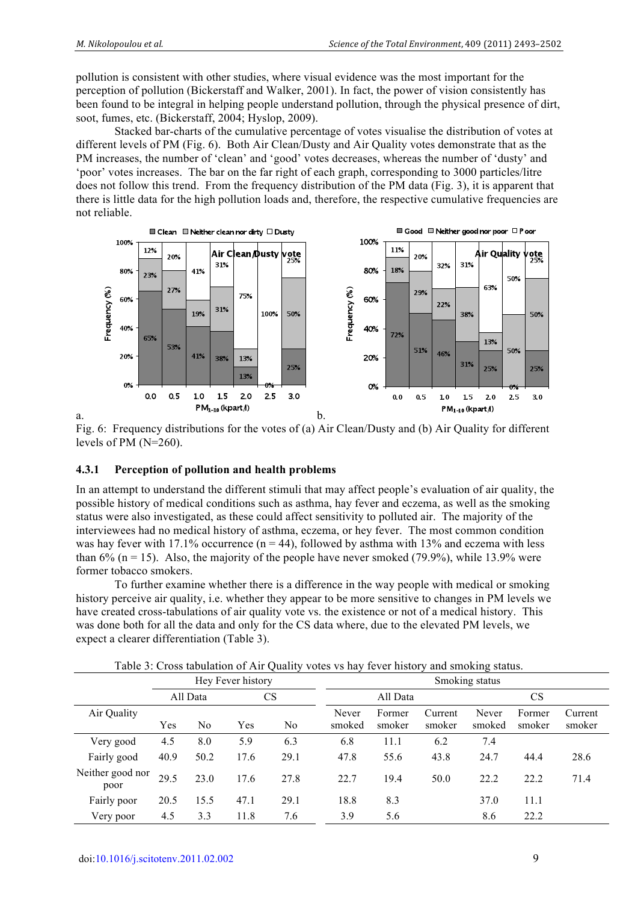pollution is consistent with other studies, where visual evidence was the most important for the perception of pollution (Bickerstaff and Walker, 2001). In fact, the power of vision consistently has been found to be integral in helping people understand pollution, through the physical presence of dirt, soot, fumes, etc. (Bickerstaff, 2004; Hyslop, 2009).

Stacked bar-charts of the cumulative percentage of votes visualise the distribution of votes at different levels of PM (Fig. 6). Both Air Clean/Dusty and Air Quality votes demonstrate that as the PM increases, the number of 'clean' and 'good' votes decreases, whereas the number of 'dusty' and 'poor' votes increases. The bar on the far right of each graph, corresponding to 3000 particles/litre does not follow this trend. From the frequency distribution of the PM data (Fig. 3), it is apparent that there is little data for the high pollution loads and, therefore, the respective cumulative frequencies are not reliable.

Fig. 6: Frequency distributions for the votes of (a) Air Clean/Dusty and (b) Air Quality for different levels of PM (N=260).

### 4.3.1 Perception of pollution and health problems

In an attempt to understand the different stimuli that may affect people's evaluation of air quality, the possible history of medical conditions such as asthma, hay fever and eczema, as well as the smoking status were also investigated, as these could affect sensitivity to polluted air. The majority of the interviewees had no medical history of asthma, eczema, or hey fever. The most common condition was hay fever with 17.1% occurrence (n = 44), followed by asthma with 13% and eczema with less than 6% (n = 15). Also, the majority of the people have never smoked (79.9%), while 13.9% were former tobacco smokers.

To further examine whether there is a difference in the way people with medical or smoking history perceive air quality, i.e. whether they appear to be more sensitive to changes in PM levels we have created cross-tabulations of air quality vote vs. the existence or not of a medical history. This was done both for all the data and only for the CS data where, due to the elevated PM levels, we expect a clearer differentiation (Table 3).

Table 3: Cross tabulation of Air Quality votes vs hay fever history and smoking status.

| | Hey Fever history | | | | Smoking status | | | | | |
|---|---|---|---|---|---|---|---|---|---|---|
| | All Data | | CS | | All Data | | | CS | | |
| Air Quality | Yes | No | Yes | No | Never smoked | Former smoker | Current smoker | Never smoked | Former smoker | Current smoker |
| Very good | 4.5 | 8.0 | 5.9 | 6.3 | 6.8 | 11.1 | 6.2 | 7.4 | | |
| Fairly good | 40.9 | 50.2 | 17.6 | 29.1 | 47.8 | 55.6 | 43.8 | 24.7 | 44.4 | 28.6 |
| Neither good nor poor | 29.5 | 23.0 | 17.6 | 27.8 | 22.7 | 19.4 | 50.0 | 22.2 | 22.2 | 71.4 |
| Fairly poor | 20.5 | 15.5 | 47.1 | 29.1 | 18.8 | 8.3 | | 37.0 | 11.1 | |
| Very poor | 4.5 | 3.3 | 11.8 | 7.6 | 3.9 | 5.6 | | 8.6 | 22.2 | |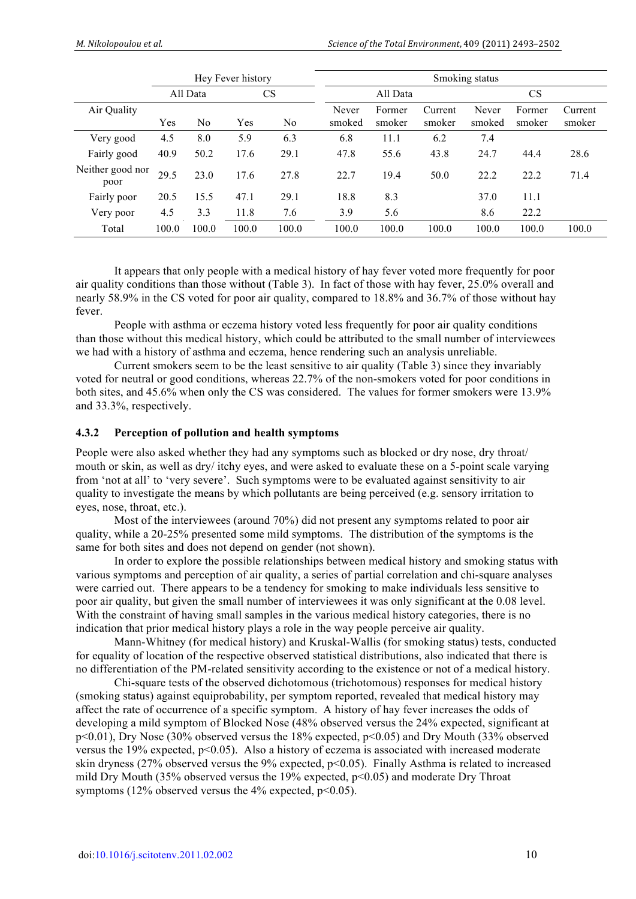| Air Quality | Hey Fever history | | | | Smoking status | | | | | |
|---|---|---|---|---|---|---|---|---|---|---|
| | All Data | | CS | | All Data | | | CS | | |
| | Yes | No | Yes | No | Never smoked | Former smoker | Current smoker | Never smoked | Former smoker | Current smoker |
| Very good | 4.5 | 8.0 | 5.9 | 6.3 | 6.8 | 11.1 | 6.2 | 7.4 | | |
| Fairly good | 40.9 | 50.2 | 17.6 | 29.1 | 47.8 | 55.6 | 43.8 | 24.7 | 44.4 | 28.6 |
| Neither good nor poor | 29.5 | 23.0 | 17.6 | 27.8 | 22.7 | 19.4 | 50.0 | 22.2 | 22.2 | 71.4 |
| Fairly poor | 20.5 | 15.5 | 47.1 | 29.1 | 18.8 | 8.3 | | 37.0 | 11.1 | |
| Very poor | 4.5 | 3.3 | 11.8 | 7.6 | 3.9 | 5.6 | | 8.6 | 22.2 | |
| Total | 100.0 | 100.0 | 100.0 | 100.0 | 100.0 | 100.0 | 100.0 | 100.0 | 100.0 | 100.0 |

It appears that only people with a medical history of hay fever voted more frequently for poor air quality conditions than those without (Table 3). In fact of those with hay fever, 25.0% overall and nearly 58.9% in the CS voted for poor air quality, compared to 18.8% and 36.7% of those without hay fever.

People with asthma or eczema history voted less frequently for poor air quality conditions than those without this medical history, which could be attributed to the small number of interviewees we had with a history of asthma and eczema, hence rendering such an analysis unreliable.

Current smokers seem to be the least sensitive to air quality (Table 3) since they invariably voted for neutral or good conditions, whereas 22.7% of the non-smokers voted for poor conditions in both sites, and 45.6% when only the CS was considered. The values for former smokers were 13.9% and 33.3%, respectively.

### 4.3.2 Perception of pollution and health symptoms

People were also asked whether they had any symptoms such as blocked or dry nose, dry throat/ mouth or skin, as well as dry/ itchy eyes, and were asked to evaluate these on a 5-point scale varying from 'not at all' to 'very severe'. Such symptoms were to be evaluated against sensitivity to air quality to investigate the means by which pollutants are being perceived (e.g. sensory irritation to eyes, nose, throat, etc.).

Most of the interviewees (around 70%) did not present any symptoms related to poor air quality, while a 20-25% presented some mild symptoms. The distribution of the symptoms is the same for both sites and does not depend on gender (not shown).

In order to explore the possible relationships between medical history and smoking status with various symptoms and perception of air quality, a series of partial correlation and chi-square analyses were carried out. There appears to be a tendency for smoking to make individuals less sensitive to poor air quality, but given the small number of interviewees it was only significant at the 0.08 level. With the constraint of having small samples in the various medical history categories, there is no indication that prior medical history plays a role in the way people perceive air quality.

Mann-Whitney (for medical history) and Kruskal-Wallis (for smoking status) tests, conducted for equality of location of the respective observed statistical distributions, also indicated that there is no differentiation of the PM-related sensitivity according to the existence or not of a medical history.

Chi-square tests of the observed dichotomous (trichotomous) responses for medical history (smoking status) against equiprobability, per symptom reported, revealed that medical history may affect the rate of occurrence of a specific symptom. A history of hay fever increases the odds of developing a mild symptom of Blocked Nose (48% observed versus the 24% expected, significant at $p<0.01$), Dry Nose (30% observed versus the 18% expected, $p<0.05$) and Dry Mouth (33% observed versus the 19% expected, $p<0.05$). Also a history of eczema is associated with increased moderate skin dryness (27% observed versus the 9% expected, $p<0.05$). Finally Asthma is related to increased mild Dry Mouth (35% observed versus the 19% expected, $p<0.05$) and moderate Dry Throat symptoms (12% observed versus the 4% expected, $p<0.05$).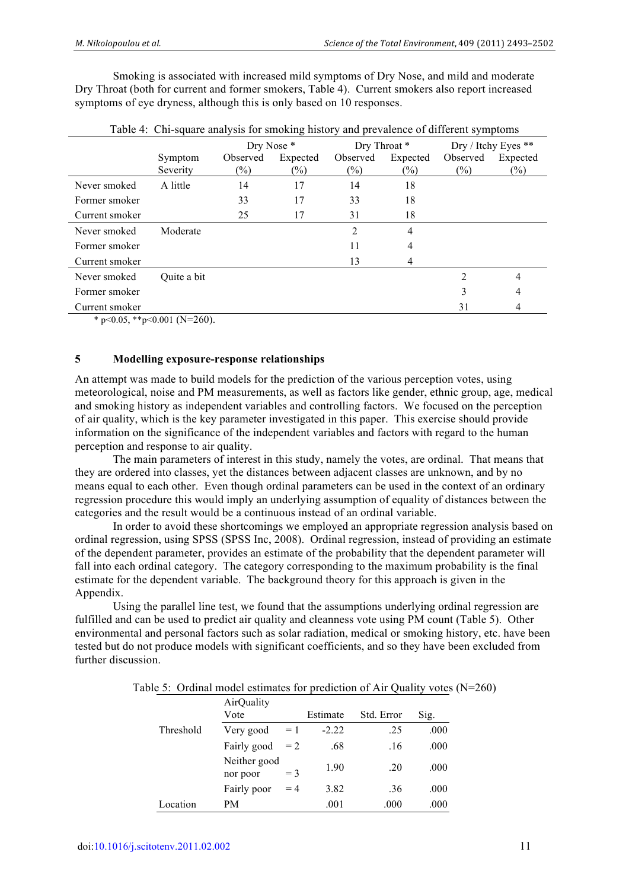Smoking is associated with increased mild symptoms of Dry Nose, and mild and moderate Dry Throat (both for current and former smokers, Table 4). Current smokers also report increased symptoms of eye dryness, although this is only based on 10 responses.

Table 4: Chi-square analysis for smoking history and prevalence of different symptoms

| | | Dry Nose * | | Dry Throat * | | Dry / Itchy Eyes ** | |
|---|---|---|---|---|---|---|---|
| | Symptom Severity | Observed (%) | Expected (%) | Observed (%) | Expected (%) | Observed (%) | Expected (%) |
| Never smoked | A little | 14 | 17 | 14 | 18 | | |
| Former smoker | | 33 | 17 | 33 | 18 | | |
| Current smoker | | 25 | 17 | 31 | 18 | | |
| Never smoked | Moderate | | | 2 | 4 | | |
| Former smoker | | | | 11 | 4 | | |
| Current smoker | | | | 13 | 4 | | |
| Never smoked | Quite a bit | | | | | 2 | 4 |
| Former smoker | | | | | | 3 | 4 |
| Current smoker | | | | | | 31 | 4 |

* $p<0.05$, ** $p<0.001$ (N=260).

## 5 Modelling exposure-response relationships

An attempt was made to build models for the prediction of the various perception votes, using meteorological, noise and PM measurements, as well as factors like gender, ethnic group, age, medical and smoking history as independent variables and controlling factors. We focused on the perception of air quality, which is the key parameter investigated in this paper. This exercise should provide information on the significance of the independent variables and factors with regard to the human perception and response to air quality.

The main parameters of interest in this study, namely the votes, are ordinal. That means that they are ordered into classes, yet the distances between adjacent classes are unknown, and by no means equal to each other. Even though ordinal parameters can be used in the context of an ordinary regression procedure this would imply an underlying assumption of equality of distances between the categories and the result would be a continuous instead of an ordinal variable.

In order to avoid these shortcomings we employed an appropriate regression analysis based on ordinal regression, using SPSS (SPSS Inc, 2008). Ordinal regression, instead of providing an estimate of the dependent parameter, provides an estimate of the probability that the dependent parameter will fall into each ordinal category. The category corresponding to the maximum probability is the final estimate for the dependent variable. The background theory for this approach is given in the Appendix.

Using the parallel line test, we found that the assumptions underlying ordinal regression are fulfilled and can be used to predict air quality and cleanness vote using PM count (Table 5). Other environmental and personal factors such as solar radiation, medical or smoking history, etc. have been tested but do not produce models with significant coefficients, and so they have been excluded from further discussion.

Table 5: Ordinal model estimates for prediction of Air Quality votes (N=260)

| | AirQuality Vote | | Estimate | Std. Error | Sig. |
|---|---|---|---|---|---|
| Threshold | Very good | = 1 | -2.22 | .25 | .000 |
| | Fairly good | = 2 | .68 | .16 | .000 |
| | Neither good nor poor | = 3 | 1.90 | .20 | .000 |
| | Fairly poor | = 4 | 3.82 | .36 | .000 |
| Location | PM | | .001 | .000 | .000 |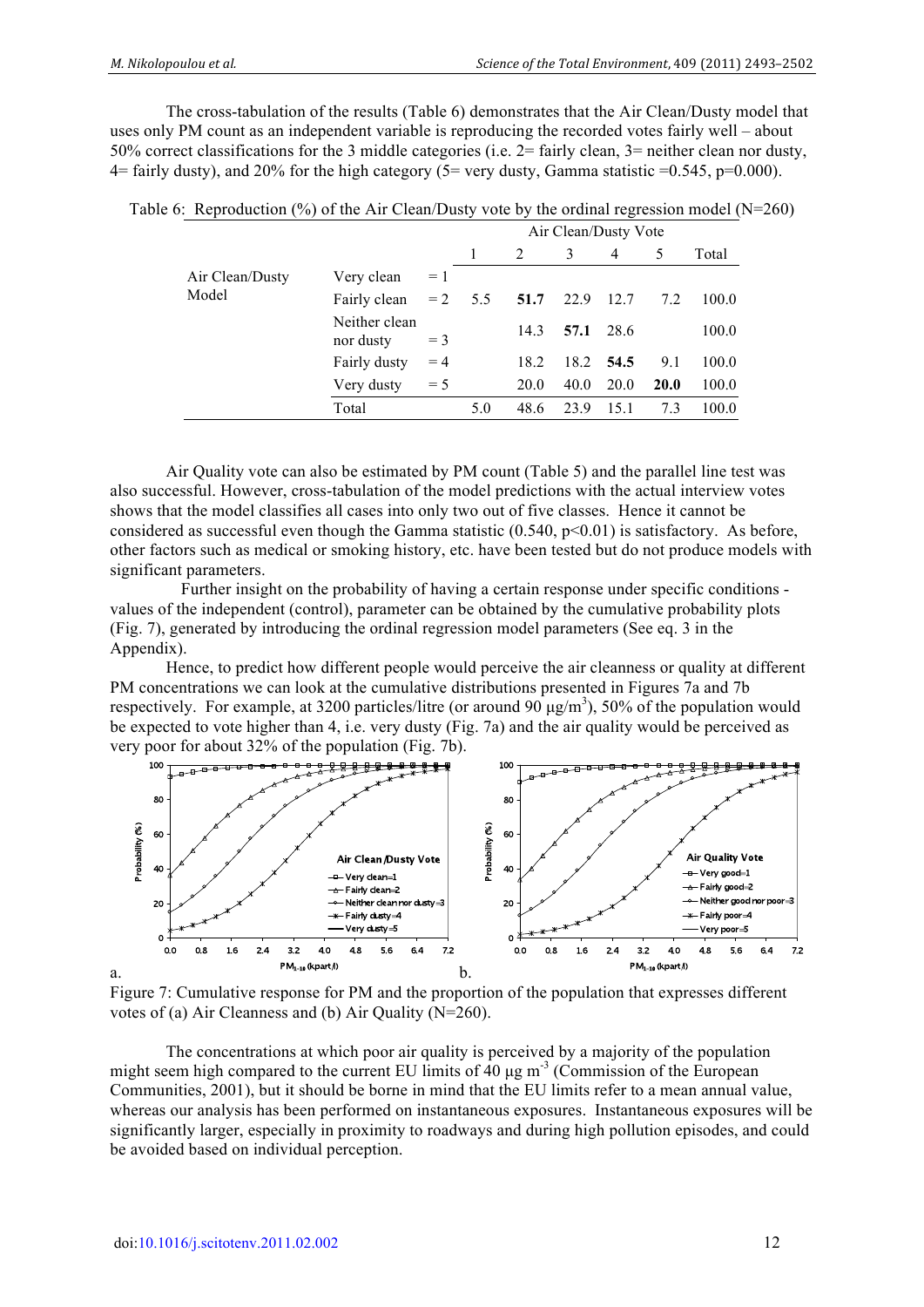The cross-tabulation of the results (Table 6) demonstrates that the Air Clean/Dusty model that uses only PM count as an independent variable is reproducing the recorded votes fairly well – about 50% correct classifications for the 3 middle categories (i.e. 2= fairly clean, 3= neither clean nor dusty, 4= fairly dusty), and 20% for the high category (5= very dusty, Gamma statistic =0.545, p=0.000).

Table 6: Reproduction (%) of the Air Clean/Dusty vote by the ordinal regression model (N=260)

| | | | Air Clean/Dusty Vote | | | | | |
|---|---|---|---|---|---|---|---|---|
| | | | 1 | 2 | 3 | 4 | 5 | Total |
| Air Clean/Dusty Model | Very clean | = 1 | | | | | | |
| | Fairly clean | = 2 | 5.5 | **51.7** | 22.9 | 12.7 | 7.2 | 100.0 |
| | Neither clean nor dusty | = 3 | | 14.3 | **57.1** | 28.6 | | 100.0 |
| | Fairly dusty | = 4 | | 18.2 | 18.2 | **54.5** | 9.1 | 100.0 |
| | Very dusty | = 5 | | 20.0 | 40.0 | 20.0 | **20.0** | 100.0 |
| | Total | | 5.0 | 48.6 | 23.9 | 15.1 | 7.3 | 100.0 |

Air Quality vote can also be estimated by PM count (Table 5) and the parallel line test was also successful. However, cross-tabulation of the model predictions with the actual interview votes shows that the model classifies all cases into only two out of five classes. Hence it cannot be considered as successful even though the Gamma statistic (0.540, p<0.01) is satisfactory. As before, other factors such as medical or smoking history, etc. have been tested but do not produce models with significant parameters.

Further insight on the probability of having a certain response under specific conditions - values of the independent (control), parameter can be obtained by the cumulative probability plots (Fig. 7), generated by introducing the ordinal regression model parameters (See eq. 3 in the Appendix).

Hence, to predict how different people would perceive the air cleanness or quality at different PM concentrations we can look at the cumulative distributions presented in Figures 7a and 7b respectively. For example, at 3200 particles/litre (or around 90 μg/m$^3$), 50% of the population would be expected to vote higher than 4, i.e. very dusty (Fig. 7a) and the air quality would be perceived as very poor for about 32% of the population (Fig. 7b).

Figure 7: Cumulative response for PM and the proportion of the population that expresses different votes of (a) Air Cleanness and (b) Air Quality (N=260).

The concentrations at which poor air quality is perceived by a majority of the population might seem high compared to the current EU limits of 40 μg m$^{-3}$ (Commission of the European Communities, 2001), but it should be borne in mind that the EU limits refer to a mean annual value, whereas our analysis has been performed on instantaneous exposures. Instantaneous exposures will be significantly larger, especially in proximity to roadways and during high pollution episodes, and could be avoided based on individual perception.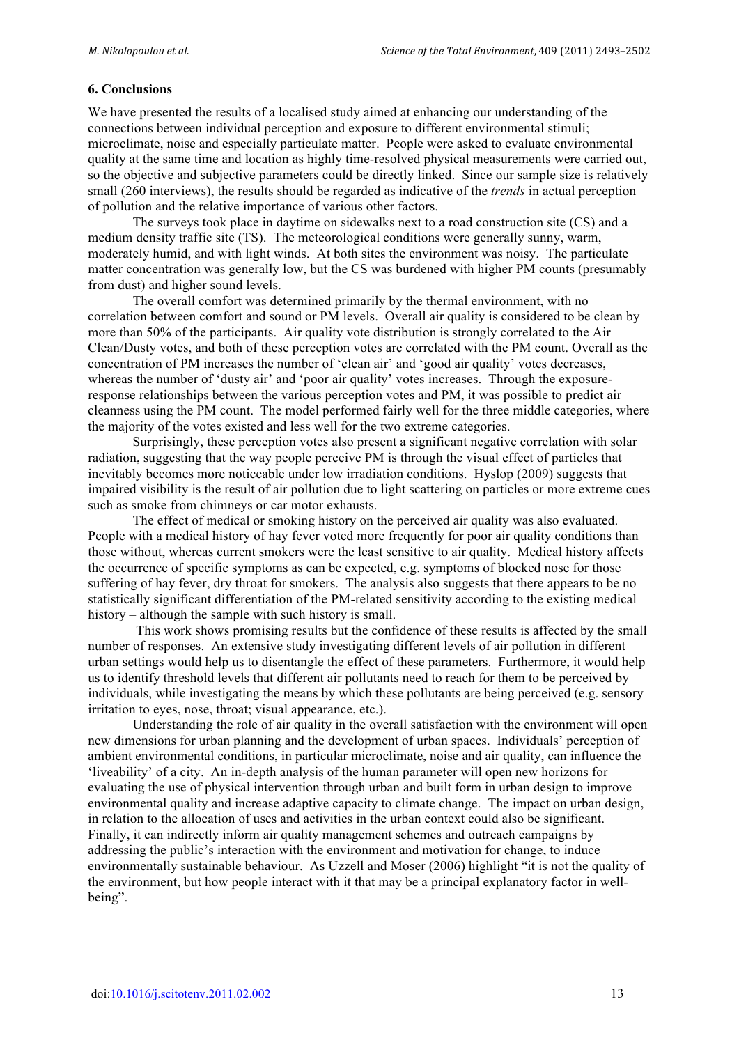## 6. Conclusions

We have presented the results of a localised study aimed at enhancing our understanding of the connections between individual perception and exposure to different environmental stimuli; microclimate, noise and especially particulate matter. People were asked to evaluate environmental quality at the same time and location as highly time-resolved physical measurements were carried out, so the objective and subjective parameters could be directly linked. Since our sample size is relatively small (260 interviews), the results should be regarded as indicative of the *trends* in actual perception of pollution and the relative importance of various other factors.

The surveys took place in daytime on sidewalks next to a road construction site (CS) and a medium density traffic site (TS). The meteorological conditions were generally sunny, warm, moderately humid, and with light winds. At both sites the environment was noisy. The particulate matter concentration was generally low, but the CS was burdened with higher PM counts (presumably from dust) and higher sound levels.

The overall comfort was determined primarily by the thermal environment, with no correlation between comfort and sound or PM levels. Overall air quality is considered to be clean by more than 50% of the participants. Air quality vote distribution is strongly correlated to the Air Clean/Dusty votes, and both of these perception votes are correlated with the PM count. Overall as the concentration of PM increases the number of 'clean air' and 'good air quality' votes decreases, whereas the number of 'dusty air' and 'poor air quality' votes increases. Through the exposure-response relationships between the various perception votes and PM, it was possible to predict air cleanness using the PM count. The model performed fairly well for the three middle categories, where the majority of the votes existed and less well for the two extreme categories.

Surprisingly, these perception votes also present a significant negative correlation with solar radiation, suggesting that the way people perceive PM is through the visual effect of particles that inevitably becomes more noticeable under low irradiation conditions. Hyslop (2009) suggests that impaired visibility is the result of air pollution due to light scattering on particles or more extreme cues such as smoke from chimneys or car motor exhausts.

The effect of medical or smoking history on the perceived air quality was also evaluated. People with a medical history of hay fever voted more frequently for poor air quality conditions than those without, whereas current smokers were the least sensitive to air quality. Medical history affects the occurrence of specific symptoms as can be expected, e.g. symptoms of blocked nose for those suffering of hay fever, dry throat for smokers. The analysis also suggests that there appears to be no statistically significant differentiation of the PM-related sensitivity according to the existing medical history – although the sample with such history is small.

This work shows promising results but the confidence of these results is affected by the small number of responses. An extensive study investigating different levels of air pollution in different urban settings would help us to disentangle the effect of these parameters. Furthermore, it would help us to identify threshold levels that different air pollutants need to reach for them to be perceived by individuals, while investigating the means by which these pollutants are being perceived (e.g. sensory irritation to eyes, nose, throat; visual appearance, etc.).

Understanding the role of air quality in the overall satisfaction with the environment will open new dimensions for urban planning and the development of urban spaces. Individuals' perception of ambient environmental conditions, in particular microclimate, noise and air quality, can influence the 'liveability' of a city. An in-depth analysis of the human parameter will open new horizons for evaluating the use of physical intervention through urban and built form in urban design to improve environmental quality and increase adaptive capacity to climate change. The impact on urban design, in relation to the allocation of uses and activities in the urban context could also be significant. Finally, it can indirectly inform air quality management schemes and outreach campaigns by addressing the public's interaction with the environment and motivation for change, to induce environmentally sustainable behaviour. As Uzzell and Moser (2006) highlight "it is not the quality of the environment, but how people interact with it that may be a principal explanatory factor in well-being".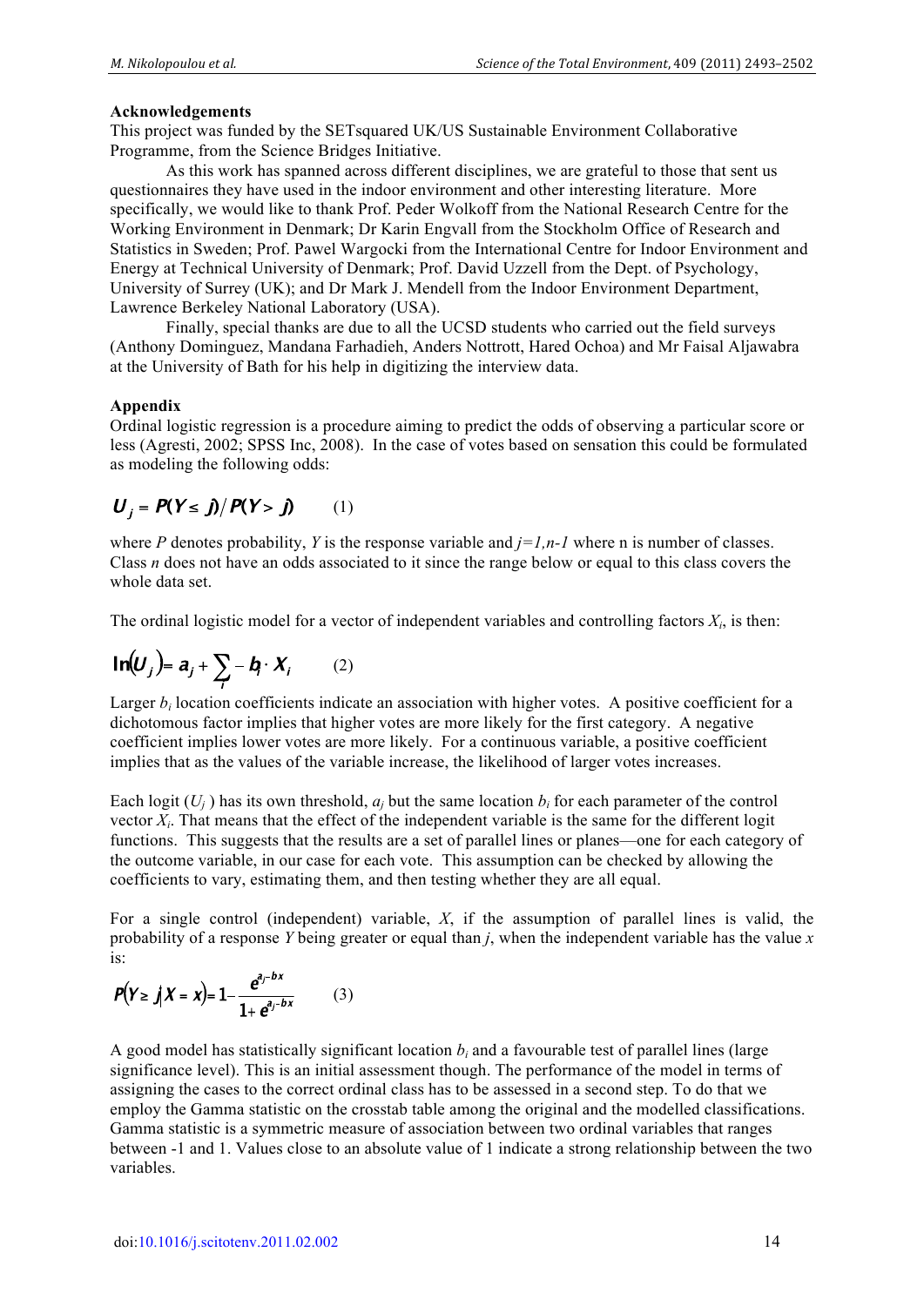**Acknowledgements**

This project was funded by the SETsquared UK/US Sustainable Environment Collaborative Programme, from the Science Bridges Initiative.

As this work has spanned across different disciplines, we are grateful to those that sent us questionnaires they have used in the indoor environment and other interesting literature. More specifically, we would like to thank Prof. Peder Wolkoff from the National Research Centre for the Working Environment in Denmark; Dr Karin Engvall from the Stockholm Office of Research and Statistics in Sweden; Prof. Pawel Wargocki from the International Centre for Indoor Environment and Energy at Technical University of Denmark; Prof. David Uzzell from the Dept. of Psychology, University of Surrey (UK); and Dr Mark J. Mendell from the Indoor Environment Department, Lawrence Berkeley National Laboratory (USA).

Finally, special thanks are due to all the UCSD students who carried out the field surveys (Anthony Dominguez, Mandana Farhadieh, Anders Nottrott, Hared Ochoa) and Mr Faisal Aljawabra at the University of Bath for his help in digitizing the interview data.

**Appendix**

Ordinal logistic regression is a procedure aiming to predict the odds of observing a particular score or less (Agresti, 2002; SPSS Inc, 2008). In the case of votes based on sensation this could be formulated as modeling the following odds:

$$U_j = P(Y \le j) / P(Y > j) \qquad (1)$$

where $P$ denotes probability, $Y$ is the response variable and $j=1,n-1$ where n is number of classes. Class $n$ does not have an odds associated to it since the range below or equal to this class covers the whole data set.

The ordinal logistic model for a vector of independent variables and controlling factors $X_i$, is then:

$$\ln(U_j) = a_j + \sum_i -b_i \cdot X_i \qquad (2)$$

Larger $b_i$ location coefficients indicate an association with higher votes. A positive coefficient for a dichotomous factor implies that higher votes are more likely for the first category. A negative coefficient implies lower votes are more likely. For a continuous variable, a positive coefficient implies that as the values of the variable increase, the likelihood of larger votes increases.

Each logit ($U_j$) has its own threshold, $a_j$ but the same location $b_i$ for each parameter of the control vector $X_i$. That means that the effect of the independent variable is the same for the different logit functions. This suggests that the results are a set of parallel lines or planes—one for each category of the outcome variable, in our case for each vote. This assumption can be checked by allowing the coefficients to vary, estimating them, and then testing whether they are all equal.

For a single control (independent) variable, $X$, if the assumption of parallel lines is valid, the probability of a response $Y$ being greater or equal than $j$, when the independent variable has the value $x$ is:

$$P(Y \ge j | X = x) = 1 - \frac{e^{a_j - bx}}{1 + e^{a_j - bx}} \qquad (3)$$

A good model has statistically significant location $b_i$ and a favourable test of parallel lines (large significance level). This is an initial assessment though. The performance of the model in terms of assigning the cases to the correct ordinal class has to be assessed in a second step. To do that we employ the Gamma statistic on the crosstab table among the original and the modelled classifications. Gamma statistic is a symmetric measure of association between two ordinal variables that ranges between -1 and 1. Values close to an absolute value of 1 indicate a strong relationship between the two variables.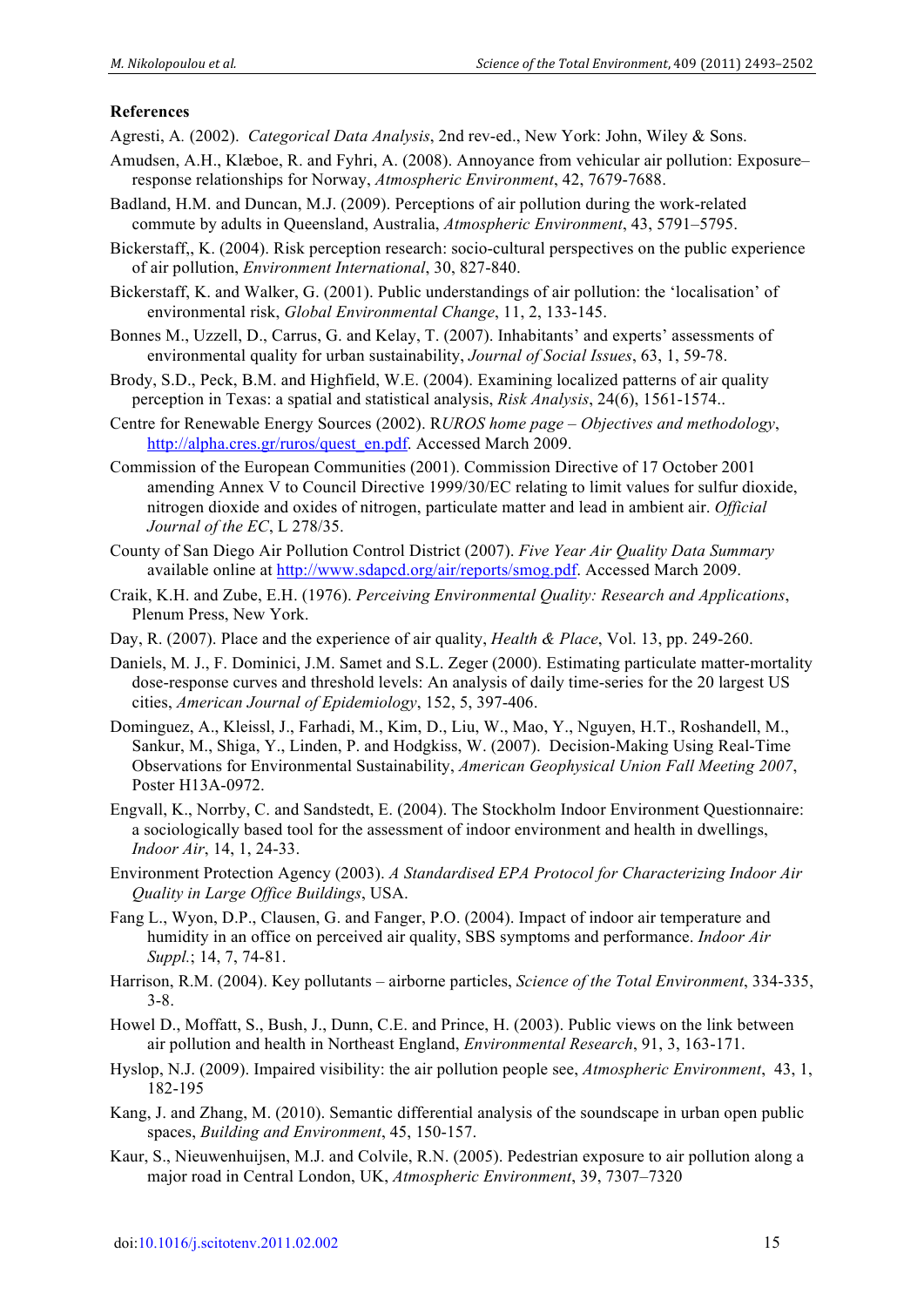**References**

Agresti, A. (2002). *Categorical Data Analysis*, 2nd rev-ed., New York: John, Wiley & Sons.

Amudsen, A.H., Klæboe, R. and Fyhri, A. (2008). Annoyance from vehicular air pollution: Exposure–response relationships for Norway, *Atmospheric Environment*, 42, 7679-7688.

Badland, H.M. and Duncan, M.J. (2009). Perceptions of air pollution during the work-related commute by adults in Queensland, Australia, *Atmospheric Environment*, 43, 5791–5795.

Bickerstaff,, K. (2004). Risk perception research: socio-cultural perspectives on the public experience of air pollution, *Environment International*, 30, 827-840.

Bickerstaff, K. and Walker, G. (2001). Public understandings of air pollution: the 'localisation' of environmental risk, *Global Environmental Change*, 11, 2, 133-145.

Bonnes M., Uzzell, D., Carrus, G. and Kelay, T. (2007). Inhabitants' and experts' assessments of environmental quality for urban sustainability, *Journal of Social Issues*, 63, 1, 59-78.

Brody, S.D., Peck, B.M. and Highfield, W.E. (2004). Examining localized patterns of air quality perception in Texas: a spatial and statistical analysis, *Risk Analysis*, 24(6), 1561-1574..

Centre for Renewable Energy Sources (2002). R*UROS home page – Objectives and methodology*, http://alpha.cres.gr/ruros/quest_en.pdf. Accessed March 2009.

Commission of the European Communities (2001). Commission Directive of 17 October 2001 amending Annex V to Council Directive 1999/30/EC relating to limit values for sulfur dioxide, nitrogen dioxide and oxides of nitrogen, particulate matter and lead in ambient air. *Official Journal of the EC*, L 278/35.

County of San Diego Air Pollution Control District (2007). *Five Year Air Quality Data Summary* available online at http://www.sdapcd.org/air/reports/smog.pdf. Accessed March 2009.

Craik, K.H. and Zube, E.H. (1976). *Perceiving Environmental Quality: Research and Applications*, Plenum Press, New York.

Day, R. (2007). Place and the experience of air quality, *Health & Place*, Vol. 13, pp. 249-260.

Daniels, M. J., F. Dominici, J.M. Samet and S.L. Zeger (2000). Estimating particulate matter-mortality dose-response curves and threshold levels: An analysis of daily time-series for the 20 largest US cities, *American Journal of Epidemiology*, 152, 5, 397-406.

Dominguez, A., Kleissl, J., Farhadi, M., Kim, D., Liu, W., Mao, Y., Nguyen, H.T., Roshandell, M., Sankur, M., Shiga, Y., Linden, P. and Hodgkiss, W. (2007). Decision-Making Using Real-Time Observations for Environmental Sustainability, *American Geophysical Union Fall Meeting 2007*, Poster H13A-0972.

Engvall, K., Norrby, C. and Sandstedt, E. (2004). The Stockholm Indoor Environment Questionnaire: a sociologically based tool for the assessment of indoor environment and health in dwellings, *Indoor Air*, 14, 1, 24-33.

Environment Protection Agency (2003). *A Standardised EPA Protocol for Characterizing Indoor Air Quality in Large Office Buildings*, USA.

Fang L., Wyon, D.P., Clausen, G. and Fanger, P.O. (2004). Impact of indoor air temperature and humidity in an office on perceived air quality, SBS symptoms and performance. *Indoor Air Suppl.*; 14, 7, 74-81.

Harrison, R.M. (2004). Key pollutants – airborne particles, *Science of the Total Environment*, 334-335, 3-8.

Howel D., Moffatt, S., Bush, J., Dunn, C.E. and Prince, H. (2003). Public views on the link between air pollution and health in Northeast England, *Environmental Research*, 91, 3, 163-171.

Hyslop, N.J. (2009). Impaired visibility: the air pollution people see, *Atmospheric Environment*, 43, 1, 182-195

Kang, J. and Zhang, M. (2010). Semantic differential analysis of the soundscape in urban open public spaces, *Building and Environment*, 45, 150-157.

Kaur, S., Nieuwenhuijsen, M.J. and Colvile, R.N. (2005). Pedestrian exposure to air pollution along a major road in Central London, UK, *Atmospheric Environment*, 39, 7307–7320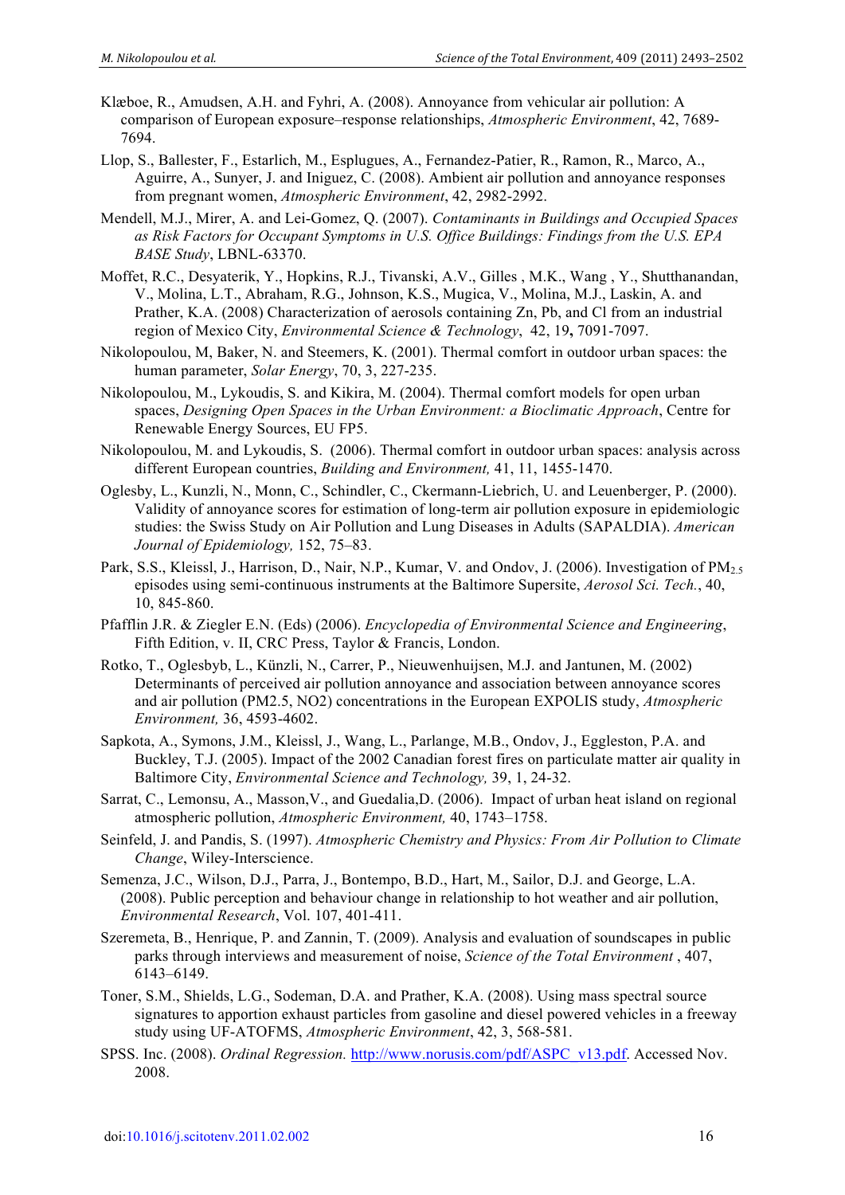Klæboe, R., Amudsen, A.H. and Fyhri, A. (2008). Annoyance from vehicular air pollution: A comparison of European exposure–response relationships, *Atmospheric Environment*, 42, 7689-7694.

Llop, S., Ballester, F., Estarlich, M., Esplugues, A., Fernandez-Patier, R., Ramon, R., Marco, A., Aguirre, A., Sunyer, J. and Iniguez, C. (2008). Ambient air pollution and annoyance responses from pregnant women, *Atmospheric Environment*, 42, 2982-2992.

Mendell, M.J., Mirer, A. and Lei-Gomez, Q. (2007). *Contaminants in Buildings and Occupied Spaces as Risk Factors for Occupant Symptoms in U.S. Office Buildings: Findings from the U.S. EPA BASE Study*, LBNL-63370.

Moffet, R.C., Desyaterik, Y., Hopkins, R.J., Tivanski, A.V., Gilles , M.K., Wang , Y., Shutthanandan, V., Molina, L.T., Abraham, R.G., Johnson, K.S., Mugica, V., Molina, M.J., Laskin, A. and Prather, K.A. (2008) Characterization of aerosols containing Zn, Pb, and Cl from an industrial region of Mexico City, *Environmental Science & Technology*, 42, 19**,** 7091-7097.

Nikolopoulou, M, Baker, N. and Steemers, K. (2001). Thermal comfort in outdoor urban spaces: the human parameter, *Solar Energy*, 70, 3, 227-235.

Nikolopoulou, M., Lykoudis, S. and Kikira, M. (2004). Thermal comfort models for open urban spaces, *Designing Open Spaces in the Urban Environment: a Bioclimatic Approach*, Centre for Renewable Energy Sources, EU FP5.

Nikolopoulou, M. and Lykoudis, S. (2006). Thermal comfort in outdoor urban spaces: analysis across different European countries, *Building and Environment,* 41, 11, 1455-1470.

Oglesby, L., Kunzli, N., Monn, C., Schindler, C., Ckermann-Liebrich, U. and Leuenberger, P. (2000). Validity of annoyance scores for estimation of long-term air pollution exposure in epidemiologic studies: the Swiss Study on Air Pollution and Lung Diseases in Adults (SAPALDIA). *American Journal of Epidemiology,* 152, 75–83.

Park, S.S., Kleissl, J., Harrison, D., Nair, N.P., Kumar, V. and Ondov, J. (2006). Investigation of $PM_{2.5}$ episodes using semi-continuous instruments at the Baltimore Supersite, *Aerosol Sci. Tech.*, 40, 10, 845-860.

Pfafflin J.R. & Ziegler E.N. (Eds) (2006). *Encyclopedia of Environmental Science and Engineering*, Fifth Edition, v. II, CRC Press, Taylor & Francis, London.

Rotko, T., Oglesbyb, L., Künzli, N., Carrer, P., Nieuwenhuijsen, M.J. and Jantunen, M. (2002) Determinants of perceived air pollution annoyance and association between annoyance scores and air pollution (PM2.5, NO2) concentrations in the European EXPOLIS study, *Atmospheric Environment,* 36, 4593-4602.

Sapkota, A., Symons, J.M., Kleissl, J., Wang, L., Parlange, M.B., Ondov, J., Eggleston, P.A. and Buckley, T.J. (2005). Impact of the 2002 Canadian forest fires on particulate matter air quality in Baltimore City, *Environmental Science and Technology,* 39, 1, 24-32.

Sarrat, C., Lemonsu, A., Masson,V., and Guedalia,D. (2006). Impact of urban heat island on regional atmospheric pollution, *Atmospheric Environment,* 40, 1743–1758.

Seinfeld, J. and Pandis, S. (1997). *Atmospheric Chemistry and Physics: From Air Pollution to Climate Change*, Wiley-Interscience.

Semenza, J.C., Wilson, D.J., Parra, J., Bontempo, B.D., Hart, M., Sailor, D.J. and George, L.A. (2008). Public perception and behaviour change in relationship to hot weather and air pollution, *Environmental Research*, Vol. 107, 401-411.

Szeremeta, B., Henrique, P. and Zannin, T. (2009). Analysis and evaluation of soundscapes in public parks through interviews and measurement of noise, *Science of the Total Environment* , 407, 6143–6149.

Toner, S.M., Shields, L.G., Sodeman, D.A. and Prather, K.A. (2008). Using mass spectral source signatures to apportion exhaust particles from gasoline and diesel powered vehicles in a freeway study using UF-ATOFMS, *Atmospheric Environment*, 42, 3, 568-581.

SPSS. Inc. (2008). *Ordinal Regression.* http://www.norusis.com/pdf/ASPC_v13.pdf. Accessed Nov. 2008.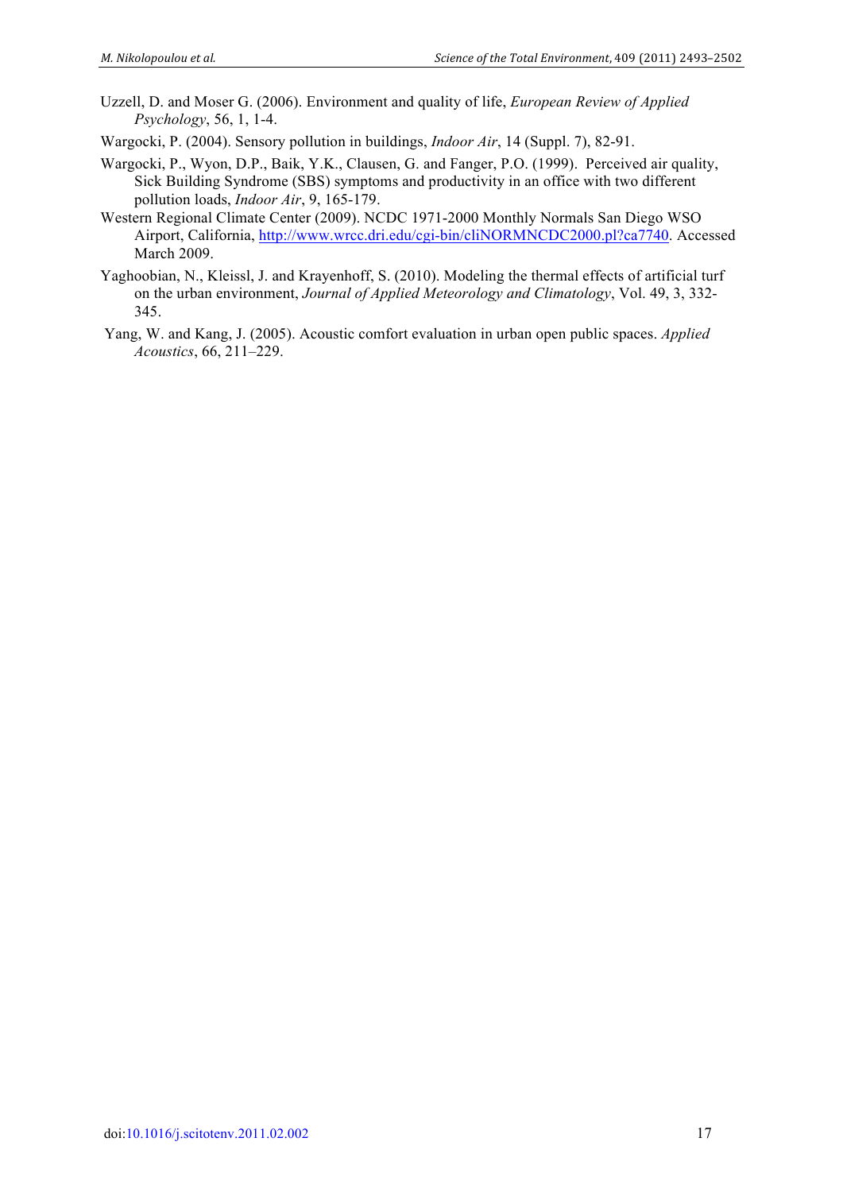Uzzell, D. and Moser G. (2006). Environment and quality of life, *European Review of Applied Psychology*, 56, 1, 1-4.

Wargocki, P. (2004). Sensory pollution in buildings, *Indoor Air*, 14 (Suppl. 7), 82-91.

Wargocki, P., Wyon, D.P., Baik, Y.K., Clausen, G. and Fanger, P.O. (1999). Perceived air quality, Sick Building Syndrome (SBS) symptoms and productivity in an office with two different pollution loads, *Indoor Air*, 9, 165-179.

Western Regional Climate Center (2009). NCDC 1971-2000 Monthly Normals San Diego WSO Airport, California, http://www.wrcc.dri.edu/cgi-bin/cliNORMNCDC2000.pl?ca7740. Accessed March 2009.

Yaghoobian, N., Kleissl, J. and Krayenhoff, S. (2010). Modeling the thermal effects of artificial turf on the urban environment, *Journal of Applied Meteorology and Climatology*, Vol. 49, 3, 332-345.

Yang, W. and Kang, J. (2005). Acoustic comfort evaluation in urban open public spaces. *Applied Acoustics*, 66, 211–229.